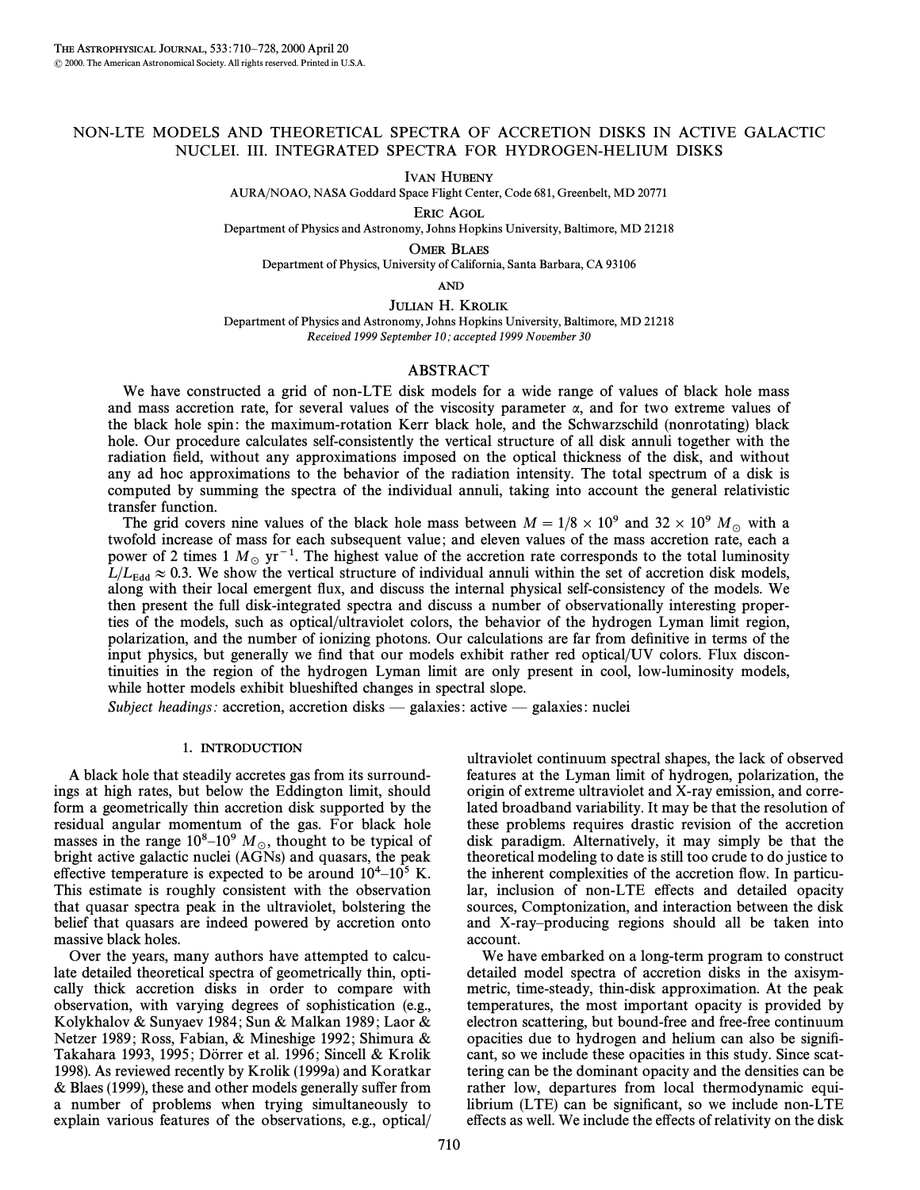# NON-LTE MODELS AND THEORETICAL SPECTRA OF ACCRETION DISKS IN ACTIVE GALACTIC NUCLEI. III. INTEGRATED SPECTRA FOR HYDROGEN-HELIUM DISKS

IVAN HUBENY
AURA/NOAO, NASA Goddard Space Flight Center, Code 681, Greenbelt, MD 20771

ERIC AGOL
Department of Physics and Astronomy, Johns Hopkins University, Baltimore, MD 21218

OMER BLAES
Department of Physics, University of California, Santa Barbara, CA 93106

AND

JULIAN H. KROLIK
Department of Physics and Astronomy, Johns Hopkins University, Baltimore, MD 21218

*Received 1999 September 10; accepted 1999 November 30*

## ABSTRACT

We have constructed a grid of non-LTE disk models for a wide range of values of black hole mass and mass accretion rate, for several values of the viscosity parameter $\alpha$, and for two extreme values of the black hole spin: the maximum-rotation Kerr black hole, and the Schwarzschild (nonrotating) black hole. Our procedure calculates self-consistently the vertical structure of all disk annuli together with the radiation field, without any approximations imposed on the optical thickness of the disk, and without any ad hoc approximations to the behavior of the radiation intensity. The total spectrum of a disk is computed by summing the spectra of the individual annuli, taking into account the general relativistic transfer function.

The grid covers nine values of the black hole mass between $M = 1/8 \times 10^9$ and $32 \times 10^9\ M_\odot$ with a twofold increase of mass for each subsequent value; and eleven values of the mass accretion rate, each a power of 2 times 1 $M_\odot$ yr$^{-1}$. The highest value of the accretion rate corresponds to the total luminosity $L/L_{\rm Edd} \approx 0.3$. We show the vertical structure of individual annuli within the set of accretion disk models, along with their local emergent flux, and discuss the internal physical self-consistency of the models. We then present the full disk-integrated spectra and discuss a number of observationally interesting properties of the models, such as optical/ultraviolet colors, the behavior of the hydrogen Lyman limit region, polarization, and the number of ionizing photons. Our calculations are far from definitive in terms of the input physics, but generally we find that our models exhibit rather red optical/UV colors. Flux discontinuities in the region of the hydrogen Lyman limit are only present in cool, low-luminosity models, while hotter models exhibit blueshifted changes in spectral slope.

*Subject headings:* accretion, accretion disks — galaxies: active — galaxies: nuclei

## 1. INTRODUCTION

A black hole that steadily accretes gas from its surroundings at high rates, but below the Eddington limit, should form a geometrically thin accretion disk supported by the residual angular momentum of the gas. For black hole masses in the range $10^8$–$10^9\ M_\odot$, thought to be typical of bright active galactic nuclei (AGNs) and quasars, the peak effective temperature is expected to be around $10^4$–$10^5$ K. This estimate is roughly consistent with the observation that quasar spectra peak in the ultraviolet, bolstering the belief that quasars are indeed powered by accretion onto massive black holes.

Over the years, many authors have attempted to calculate detailed theoretical spectra of geometrically thin, optically thick accretion disks in order to compare with observation, with varying degrees of sophistication (e.g., Kolykhalov & Sunyaev 1984; Sun & Malkan 1989; Laor & Netzer 1989; Ross, Fabian, & Mineshige 1992; Shimura & Takahara 1993, 1995; Dörrer et al. 1996; Sincell & Krolik 1998). As reviewed recently by Krolik (1999a) and Koratkar & Blaes (1999), these and other models generally suffer from a number of problems when trying simultaneously to explain various features of the observations, e.g., optical/ultraviolet continuum spectral shapes, the lack of observed features at the Lyman limit of hydrogen, polarization, the origin of extreme ultraviolet and X-ray emission, and correlated broadband variability. It may be that the resolution of these problems requires drastic revision of the accretion disk paradigm. Alternatively, it may simply be that the theoretical modeling to date is still too crude to do justice to the inherent complexities of the accretion flow. In particular, inclusion of non-LTE effects and detailed opacity sources, Comptonization, and interaction between the disk and X-ray–producing regions should all be taken into account.

We have embarked on a long-term program to construct detailed model spectra of accretion disks in the axisymmetric, time-steady, thin-disk approximation. At the peak temperatures, the most important opacity is provided by electron scattering, but bound-free and free-free continuum opacities due to hydrogen and helium can also be significant, so we include these opacities in this study. Since scattering can be the dominant opacity and the densities can be rather low, departures from local thermodynamic equilibrium (LTE) can be significant, so we include non-LTE effects as well. We include the effects of relativity on the disk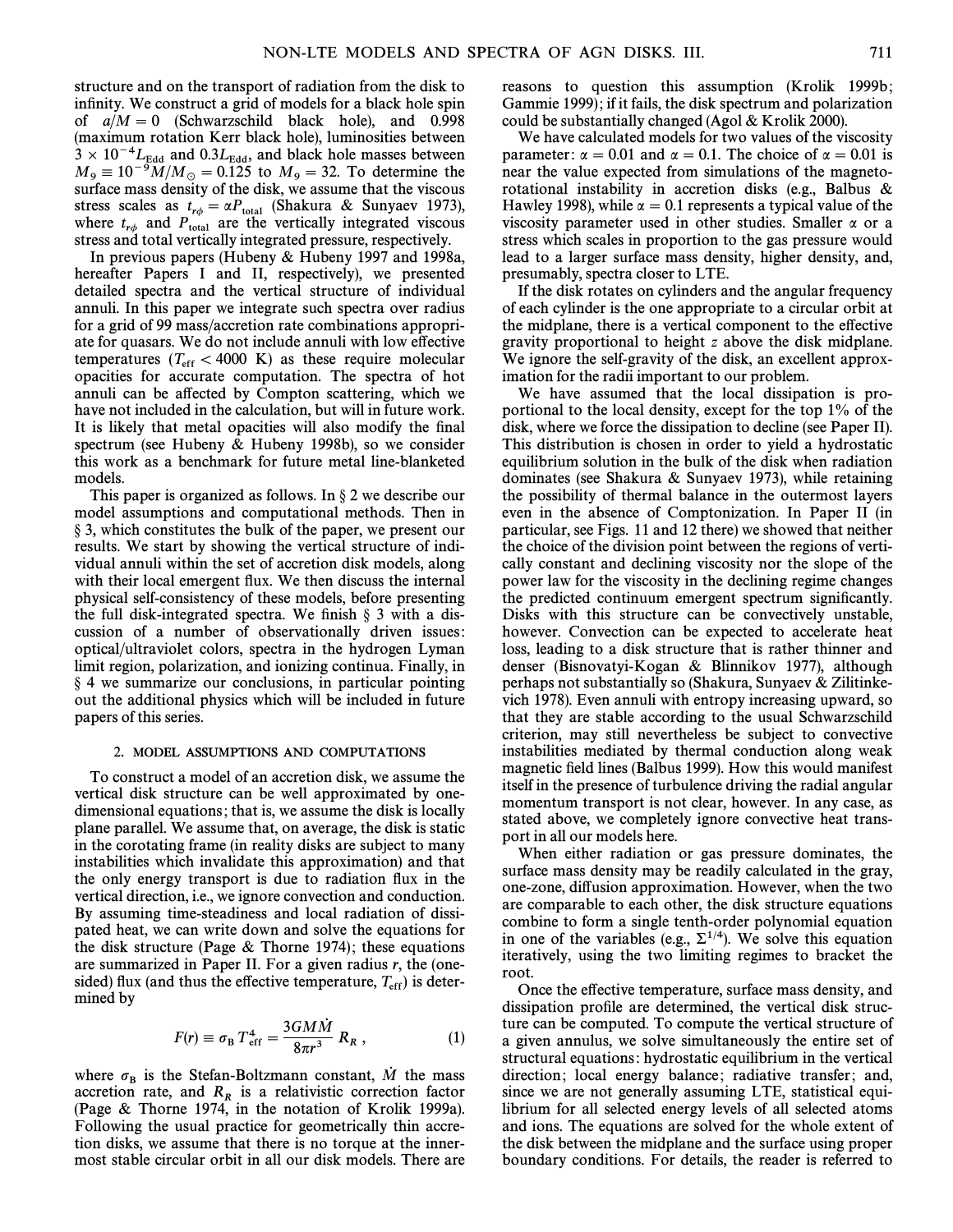structure and on the transport of radiation from the disk to infinity. We construct a grid of models for a black hole spin of $a/M = 0$ (Schwarzschild black hole), and 0.998 (maximum rotation Kerr black hole), luminosities between $3 \times 10^{-4} L_{\rm Edd}$ and $0.3 L_{\rm Edd}$, and black hole masses between $M_9 \equiv 10^{-9} M/M_\odot = 0.125$ to $M_9 = 32$. To determine the surface mass density of the disk, we assume that the viscous stress scales as $t_{r\phi} = \alpha P_{\rm total}$ (Shakura & Sunyaev 1973), where $t_{r\phi}$ and $P_{\rm total}$ are the vertically integrated viscous stress and total vertically integrated pressure, respectively.

In previous papers (Hubeny & Hubeny 1997 and 1998a, hereafter Papers I and II, respectively), we presented detailed spectra and the vertical structure of individual annuli. In this paper we integrate such spectra over radius for a grid of 99 mass/accretion rate combinations appropriate for quasars. We do not include annuli with low effective temperatures ($T_{\rm eff} < 4000$ K) as these require molecular opacities for accurate computation. The spectra of hot annuli can be affected by Compton scattering, which we have not included in the calculation, but will in future work. It is likely that metal opacities will also modify the final spectrum (see Hubeny & Hubeny 1998b), so we consider this work as a benchmark for future metal line-blanketed models.

This paper is organized as follows. In § 2 we describe our model assumptions and computational methods. Then in § 3, which constitutes the bulk of the paper, we present our results. We start by showing the vertical structure of individual annuli within the set of accretion disk models, along with their local emergent flux. We then discuss the internal physical self-consistency of these models, before presenting the full disk-integrated spectra. We finish § 3 with a discussion of a number of observationally driven issues: optical/ultraviolet colors, spectra in the hydrogen Lyman limit region, polarization, and ionizing continua. Finally, in § 4 we summarize our conclusions, in particular pointing out the additional physics which will be included in future papers of this series.

## 2. MODEL ASSUMPTIONS AND COMPUTATIONS

To construct a model of an accretion disk, we assume the vertical disk structure can be well approximated by one-dimensional equations; that is, we assume the disk is locally plane parallel. We assume that, on average, the disk is static in the corotating frame (in reality disks are subject to many instabilities which invalidate this approximation) and that the only energy transport is due to radiation flux in the vertical direction, i.e., we ignore convection and conduction. By assuming time-steadiness and local radiation of dissipated heat, we can write down and solve the equations for the disk structure (Page & Thorne 1974); these equations are summarized in Paper II. For a given radius $r$, the (one-sided) flux (and thus the effective temperature, $T_{\rm eff}$) is determined by

$$F(r) \equiv \sigma_{\rm B}\, T_{\rm eff}^4 = \frac{3GM\dot{M}}{8\pi r^3}\, R_R\,, \tag{1}$$

where $\sigma_{\rm B}$ is the Stefan-Boltzmann constant, $\dot{M}$ the mass accretion rate, and $R_R$ is a relativistic correction factor (Page & Thorne 1974, in the notation of Krolik 1999a). Following the usual practice for geometrically thin accretion disks, we assume that there is no torque at the innermost stable circular orbit in all our disk models. There are reasons to question this assumption (Krolik 1999b; Gammie 1999); if it fails, the disk spectrum and polarization could be substantially changed (Agol & Krolik 2000).

We have calculated models for two values of the viscosity parameter: $\alpha = 0.01$ and $\alpha = 0.1$. The choice of $\alpha = 0.01$ is near the value expected from simulations of the magnetorotational instability in accretion disks (e.g., Balbus & Hawley 1998), while $\alpha = 0.1$ represents a typical value of the viscosity parameter used in other studies. Smaller $\alpha$ or a stress which scales in proportion to the gas pressure would lead to a larger surface mass density, higher density, and, presumably, spectra closer to LTE.

If the disk rotates on cylinders and the angular frequency of each cylinder is the one appropriate to a circular orbit at the midplane, there is a vertical component to the effective gravity proportional to height $z$ above the disk midplane. We ignore the self-gravity of the disk, an excellent approximation for the radii important to our problem.

We have assumed that the local dissipation is proportional to the local density, except for the top 1% of the disk, where we force the dissipation to decline (see Paper II). This distribution is chosen in order to yield a hydrostatic equilibrium solution in the bulk of the disk when radiation dominates (see Shakura & Sunyaev 1973), while retaining the possibility of thermal balance in the outermost layers even in the absence of Comptonization. In Paper II (in particular, see Figs. 11 and 12 there) we showed that neither the choice of the division point between the regions of vertically constant and declining viscosity nor the slope of the power law for the viscosity in the declining regime changes the predicted continuum emergent spectrum significantly. Disks with this structure can be convectively unstable, however. Convection can be expected to accelerate heat loss, leading to a disk structure that is rather thinner and denser (Bisnovatyi-Kogan & Blinnikov 1977), although perhaps not substantially so (Shakura, Sunyaev & Zilitinkevich 1978). Even annuli with entropy increasing upward, so that they are stable according to the usual Schwarzschild criterion, may still nevertheless be subject to convective instabilities mediated by thermal conduction along weak magnetic field lines (Balbus 1999). How this would manifest itself in the presence of turbulence driving the radial angular momentum transport is not clear, however. In any case, as stated above, we completely ignore convective heat transport in all our models here.

When either radiation or gas pressure dominates, the surface mass density may be readily calculated in the gray, one-zone, diffusion approximation. However, when the two are comparable to each other, the disk structure equations combine to form a single tenth-order polynomial equation in one of the variables (e.g., $\Sigma^{1/4}$). We solve this equation iteratively, using the two limiting regimes to bracket the root.

Once the effective temperature, surface mass density, and dissipation profile are determined, the vertical disk structure can be computed. To compute the vertical structure of a given annulus, we solve simultaneously the entire set of structural equations: hydrostatic equilibrium in the vertical direction; local energy balance; radiative transfer; and, since we are not generally assuming LTE, statistical equilibrium for all selected energy levels of all selected atoms and ions. The equations are solved for the whole extent of the disk between the midplane and the surface using proper boundary conditions. For details, the reader is referred to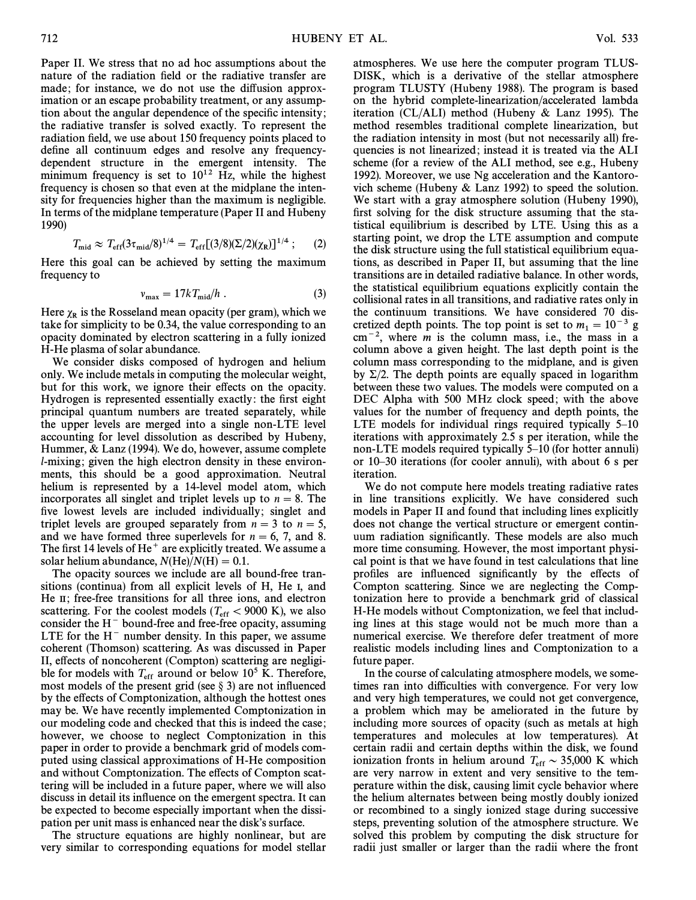Paper II. We stress that no ad hoc assumptions about the nature of the radiation field or the radiative transfer are made; for instance, we do not use the diffusion approximation or an escape probability treatment, or any assumption about the angular dependence of the specific intensity; the radiative transfer is solved exactly. To represent the radiation field, we use about 150 frequency points placed to define all continuum edges and resolve any frequency-dependent structure in the emergent intensity. The minimum frequency is set to $10^{12}$ Hz, while the highest frequency is chosen so that even at the midplane the intensity for frequencies higher than the maximum is negligible. In terms of the midplane temperature (Paper II and Hubeny 1990)

$$T_{\rm mid} \approx T_{\rm eff}(3\tau_{\rm mid}/8)^{1/4} = T_{\rm eff}[(3/8)(\Sigma/2)(\chi_{\rm R})]^{1/4} \; ; \qquad (2)$$

Here this goal can be achieved by setting the maximum frequency to

$$\nu_{\rm max} = 17kT_{\rm mid}/h \; . \qquad (3)$$

Here $\chi_{\rm R}$ is the Rosseland mean opacity (per gram), which we take for simplicity to be 0.34, the value corresponding to an opacity dominated by electron scattering in a fully ionized H-He plasma of solar abundance.

We consider disks composed of hydrogen and helium only. We include metals in computing the molecular weight, but for this work, we ignore their effects on the opacity. Hydrogen is represented essentially exactly: the first eight principal quantum numbers are treated separately, while the upper levels are merged into a single non-LTE level accounting for level dissolution as described by Hubeny, Hummer, & Lanz (1994). We do, however, assume complete $l$-mixing; given the high electron density in these environments, this should be a good approximation. Neutral helium is represented by a 14-level model atom, which incorporates all singlet and triplet levels up to $n = 8$. The five lowest levels are included individually; singlet and triplet levels are grouped separately from $n = 3$ to $n = 5$, and we have formed three superlevels for $n = 6$, 7, and 8. The first 14 levels of $\text{He}^+$ are explicitly treated. We assume a solar helium abundance, $N(\text{He})/N(\text{H}) = 0.1$.

The opacity sources we include are all bound-free transitions (continua) from all explicit levels of H, He I, and He II; free-free transitions for all three ions, and electron scattering. For the coolest models ($T_{\rm eff} < 9000$ K), we also consider the $\text{H}^-$ bound-free and free-free opacity, assuming LTE for the $\text{H}^-$ number density. In this paper, we assume coherent (Thomson) scattering. As was discussed in Paper II, effects of noncoherent (Compton) scattering are negligible for models with $T_{\rm eff}$ around or below $10^5$ K. Therefore, most models of the present grid (see § 3) are not influenced by the effects of Comptonization, although the hottest ones may be. We have recently implemented Comptonization in our modeling code and checked that this is indeed the case; however, we choose to neglect Comptonization in this paper in order to provide a benchmark grid of models computed using classical approximations of H-He composition and without Comptonization. The effects of Compton scattering will be included in a future paper, where we will also discuss in detail its influence on the emergent spectra. It can be expected to become especially important when the dissipation per unit mass is enhanced near the disk's surface.

The structure equations are highly nonlinear, but are very similar to corresponding equations for model stellar atmospheres. We use here the computer program TLUSDISK, which is a derivative of the stellar atmosphere program TLUSTY (Hubeny 1988). The program is based on the hybrid complete-linearization/accelerated lambda iteration (CL/ALI) method (Hubeny & Lanz 1995). The method resembles traditional complete linearization, but the radiation intensity in most (but not necessarily all) frequencies is not linearized; instead it is treated via the ALI scheme (for a review of the ALI method, see e.g., Hubeny 1992). Moreover, we use Ng acceleration and the Kantorovich scheme (Hubeny & Lanz 1992) to speed the solution. We start with a gray atmosphere solution (Hubeny 1990), first solving for the disk structure assuming that the statistical equilibrium is described by LTE. Using this as a starting point, we drop the LTE assumption and compute the disk structure using the full statistical equilibrium equations, as described in Paper II, but assuming that the line transitions are in detailed radiative balance. In other words, the statistical equilibrium equations explicitly contain the collisional rates in all transitions, and radiative rates only in the continuum transitions. We have considered 70 discretized depth points. The top point is set to $m_1 = 10^{-3}$ g cm$^{-2}$, where $m$ is the column mass, i.e., the mass in a column above a given height. The last depth point is the column mass corresponding to the midplane, and is given by $\Sigma/2$. The depth points are equally spaced in logarithm between these two values. The models were computed on a DEC Alpha with 500 MHz clock speed; with the above values for the number of frequency and depth points, the LTE models for individual rings required typically 5–10 iterations with approximately 2.5 s per iteration, while the non-LTE models required typically 5–10 (for hotter annuli) or 10–30 iterations (for cooler annuli), with about 6 s per iteration.

We do not compute here models treating radiative rates in line transitions explicitly. We have considered such models in Paper II and found that including lines explicitly does not change the vertical structure or emergent continuum radiation significantly. These models are also much more time consuming. However, the most important physical point is that we have found in test calculations that line profiles are influenced significantly by the effects of Compton scattering. Since we are neglecting the Comptonization here to provide a benchmark grid of classical H-He models without Comptonization, we feel that including lines at this stage would not be much more than a numerical exercise. We therefore defer treatment of more realistic models including lines and Comptonization to a future paper.

In the course of calculating atmosphere models, we sometimes ran into difficulties with convergence. For very low and very high temperatures, we could not get convergence, a problem which may be ameliorated in the future by including more sources of opacity (such as metals at high temperatures and molecules at low temperatures). At certain radii and certain depths within the disk, we found ionization fronts in helium around $T_{\rm eff} \sim 35{,}000$ K which are very narrow in extent and very sensitive to the temperature within the disk, causing limit cycle behavior where the helium alternates between being mostly doubly ionized or recombined to a singly ionized stage during successive steps, preventing solution of the atmosphere structure. We solved this problem by computing the disk structure for radii just smaller or larger than the radii where the front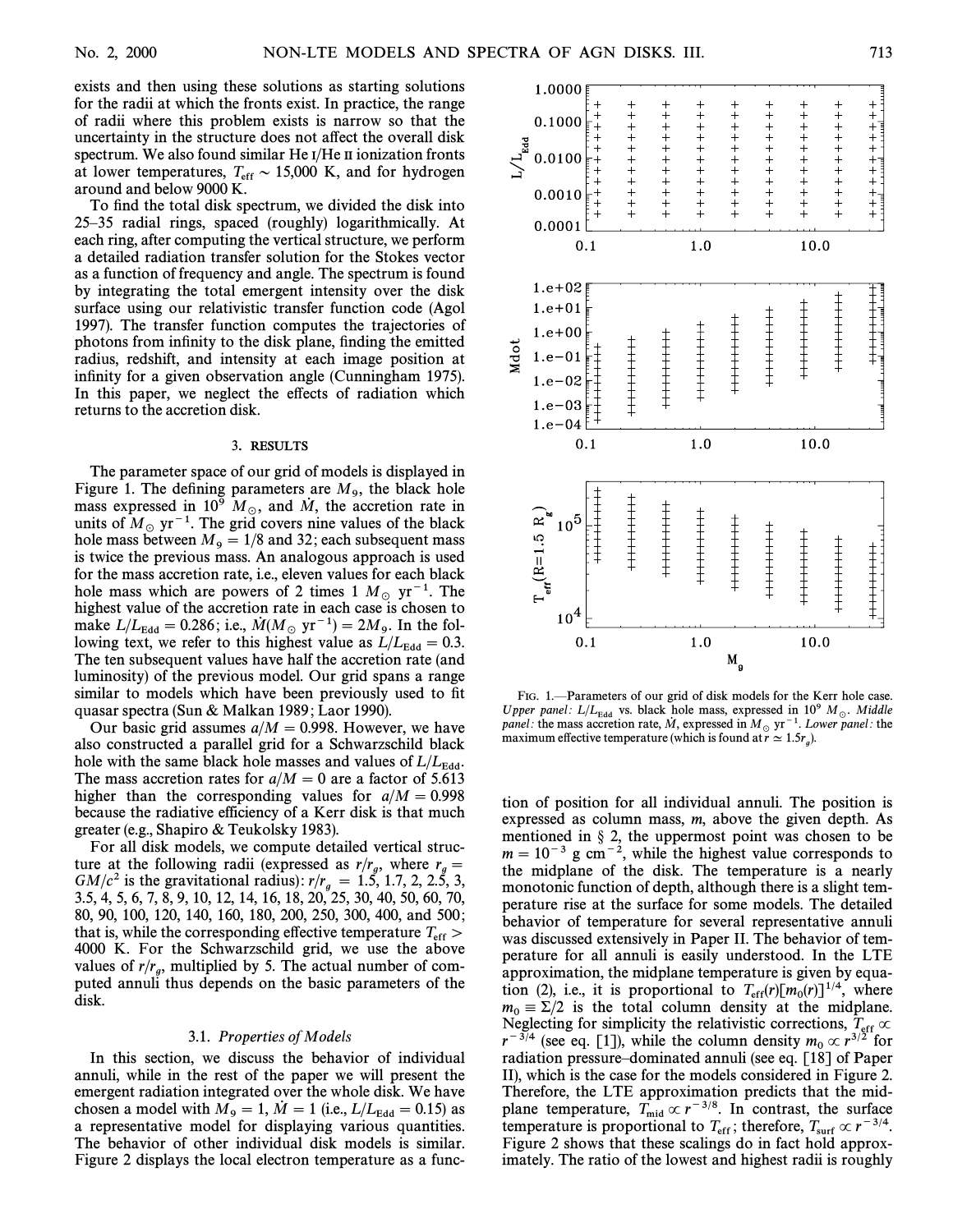exists and then using these solutions as starting solutions for the radii at which the fronts exist. In practice, the range of radii where this problem exists is narrow so that the uncertainty in the structure does not affect the overall disk spectrum. We also found similar He I/He II ionization fronts at lower temperatures, $T_{\rm eff} \sim 15{,}000$ K, and for hydrogen around and below 9000 K.

To find the total disk spectrum, we divided the disk into 25–35 radial rings, spaced (roughly) logarithmically. At each ring, after computing the vertical structure, we perform a detailed radiation transfer solution for the Stokes vector as a function of frequency and angle. The spectrum is found by integrating the total emergent intensity over the disk surface using our relativistic transfer function code (Agol 1997). The transfer function computes the trajectories of photons from infinity to the disk plane, finding the emitted radius, redshift, and intensity at each image position at infinity for a given observation angle (Cunningham 1975). In this paper, we neglect the effects of radiation which returns to the accretion disk.

## 3. RESULTS

The parameter space of our grid of models is displayed in Figure 1. The defining parameters are $M_9$, the black hole mass expressed in $10^9\ M_\odot$, and $\dot{M}$, the accretion rate in units of $M_\odot\ {\rm yr}^{-1}$. The grid covers nine values of the black hole mass between $M_9 = 1/8$ and 32; each subsequent mass is twice the previous mass. An analogous approach is used for the mass accretion rate, i.e., eleven values for each black hole mass which are powers of 2 times 1 $M_\odot\ {\rm yr}^{-1}$. The highest value of the accretion rate in each case is chosen to make $L/L_{\rm Edd} = 0.286$; i.e., $\dot{M}(M_\odot\ {\rm yr}^{-1}) = 2M_9$. In the following text, we refer to this highest value as $L/L_{\rm Edd} = 0.3$. The ten subsequent values have half the accretion rate (and luminosity) of the previous model. Our grid spans a range similar to models which have been previously used to fit quasar spectra (Sun & Malkan 1989; Laor 1990).

Our basic grid assumes $a/M = 0.998$. However, we have also constructed a parallel grid for a Schwarzschild black hole with the same black hole masses and values of $L/L_{\rm Edd}$. The mass accretion rates for $a/M = 0$ are a factor of 5.613 higher than the corresponding values for $a/M = 0.998$ because the radiative efficiency of a Kerr disk is that much greater (e.g., Shapiro & Teukolsky 1983).

For all disk models, we compute detailed vertical structure at the following radii (expressed as $r/r_g$, where $r_g = GM/c^2$ is the gravitational radius): $r/r_g$ = 1.5, 1.7, 2, 2.5, 3, 3.5, 4, 5, 6, 7, 8, 9, 10, 12, 14, 16, 18, 20, 25, 30, 40, 50, 60, 70, 80, 90, 100, 120, 140, 160, 180, 200, 250, 300, 400, and 500; that is, while the corresponding effective temperature $T_{\rm eff} > 4000$ K. For the Schwarzschild grid, we use the above values of $r/r_g$, multiplied by 5. The actual number of computed annuli thus depends on the basic parameters of the disk.

### 3.1. *Properties of Models*

In this section, we discuss the behavior of individual annuli, while in the rest of the paper we will present the emergent radiation integrated over the whole disk. We have chosen a model with $M_9 = 1$, $\dot{M} = 1$ (i.e., $L/L_{\rm Edd} = 0.15$) as a representative model for displaying various quantities. The behavior of other individual disk models is similar. Figure 2 displays the local electron temperature as a function of position for all individual annuli. The position is expressed as column mass, $m$, above the given depth. As mentioned in § 2, the uppermost point was chosen to be $m = 10^{-3}$ g cm$^{-2}$, while the highest value corresponds to the midplane of the disk. The temperature is a nearly monotonic function of depth, although there is a slight temperature rise at the surface for some models. The detailed behavior of temperature for several representative annuli was discussed extensively in Paper II. The behavior of temperature for all annuli is easily understood. In the LTE approximation, the midplane temperature is given by equation (2), i.e., it is proportional to $T_{\rm eff}(r)[m_0(r)]^{1/4}$, where $m_0 \equiv \Sigma/2$ is the total column density at the midplane. Neglecting for simplicity the relativistic corrections, $T_{\rm eff} \propto r^{-3/4}$ (see eq. [1]), while the column density $m_0 \propto r^{3/2}$ for radiation pressure–dominated annuli (see eq. [18] of Paper II), which is the case for the models considered in Figure 2. Therefore, the LTE approximation predicts that the midplane temperature, $T_{\rm mid} \propto r^{-3/8}$. In contrast, the surface temperature is proportional to $T_{\rm eff}$; therefore, $T_{\rm surf} \propto r^{-3/4}$. Figure 2 shows that these scalings do in fact hold approximately. The ratio of the lowest and highest radii is roughly

FIG. 1.—Parameters of our grid of disk models for the Kerr hole case. *Upper panel:* $L/L_{\rm Edd}$ vs. black hole mass, expressed in $10^9\ M_\odot$. *Middle panel:* the mass accretion rate, $\dot{M}$, expressed in $M_\odot\ {\rm yr}^{-1}$. *Lower panel:* the maximum effective temperature (which is found at $r \simeq 1.5r_g$).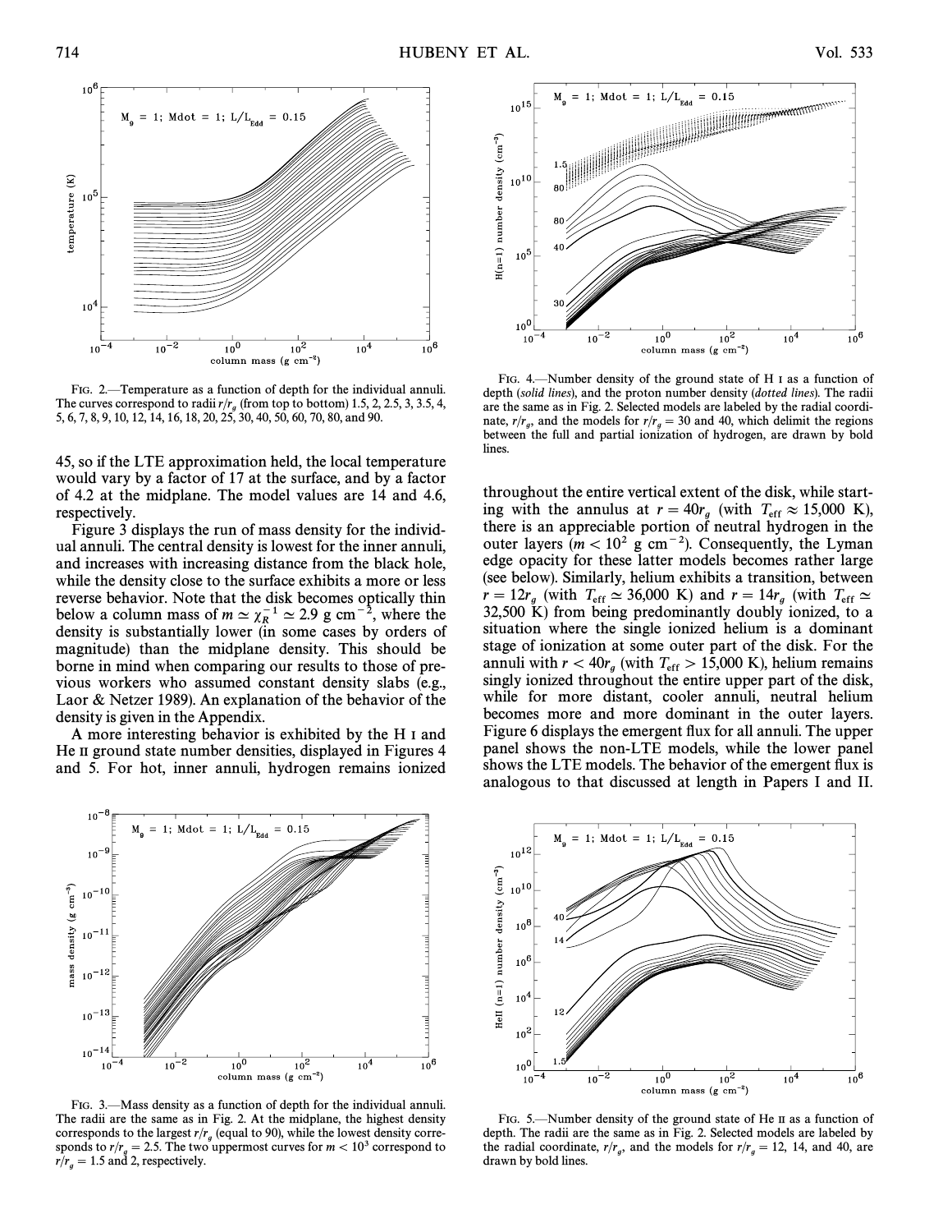FIG. 2.—Temperature as a function of depth for the individual annuli. The curves correspond to radii $r/r_g$ (from top to bottom) 1.5, 2, 2.5, 3, 3.5, 4, 5, 6, 7, 8, 9, 10, 12, 14, 16, 18, 20, 25, 30, 40, 50, 60, 70, 80, and 90.

45, so if the LTE approximation held, the local temperature would vary by a factor of 17 at the surface, and by a factor of 4.2 at the midplane. The model values are 14 and 4.6, respectively.

Figure 3 displays the run of mass density for the individual annuli. The central density is lowest for the inner annuli, and increases with increasing distance from the black hole, while the density close to the surface exhibits a more or less reverse behavior. Note that the disk becomes optically thin below a column mass of $m \simeq \chi_R^{-1} \simeq 2.9$ g cm$^{-2}$, where the density is substantially lower (in some cases by orders of magnitude) than the midplane density. This should be borne in mind when comparing our results to those of previous workers who assumed constant density slabs (e.g., Laor & Netzer 1989). An explanation of the behavior of the density is given in the Appendix.

A more interesting behavior is exhibited by the H I and He II ground state number densities, displayed in Figures 4 and 5. For hot, inner annuli, hydrogen remains ionized throughout the entire vertical extent of the disk, while starting with the annulus at $r = 40r_g$ (with $T_{\rm eff} \approx 15{,}000$ K), there is an appreciable portion of neutral hydrogen in the outer layers ($m < 10^2$ g cm$^{-2}$). Consequently, the Lyman edge opacity for these latter models becomes rather large (see below). Similarly, helium exhibits a transition, between $r = 12r_g$ (with $T_{\rm eff} \simeq 36{,}000$ K) and $r = 14r_g$ (with $T_{\rm eff} \simeq 32{,}500$ K) from being predominantly doubly ionized, to a situation where the single ionized helium is a dominant stage of ionization at some outer part of the disk. For the annuli with $r < 40r_g$ (with $T_{\rm eff} > 15{,}000$ K), helium remains singly ionized throughout the entire upper part of the disk, while for more distant, cooler annuli, neutral helium becomes more and more dominant in the outer layers. Figure 6 displays the emergent flux for all annuli. The upper panel shows the non-LTE models, while the lower panel shows the LTE models. The behavior of the emergent flux is analogous to that discussed at length in Papers I and II.

FIG. 4.—Number density of the ground state of H I as a function of depth (*solid lines*), and the proton number density (*dotted lines*). The radii are the same as in Fig. 2. Selected models are labeled by the radial coordinate, $r/r_g$, and the models for $r/r_g = 30$ and 40, which delimit the regions between the full and partial ionization of hydrogen, are drawn by bold lines.

FIG. 3.—Mass density as a function of depth for the individual annuli. The radii are the same as in Fig. 2. At the midplane, the highest density corresponds to the largest $r/r_g$ (equal to 90), while the lowest density corresponds to $r/r_g = 2.5$. The two uppermost curves for $m < 10^3$ correspond to $r/r_g = 1.5$ and 2, respectively.

FIG. 5.—Number density of the ground state of He II as a function of depth. The radii are the same as in Fig. 2. Selected models are labeled by the radial coordinate, $r/r_g$, and the models for $r/r_g = 12$, 14, and 40, are drawn by bold lines.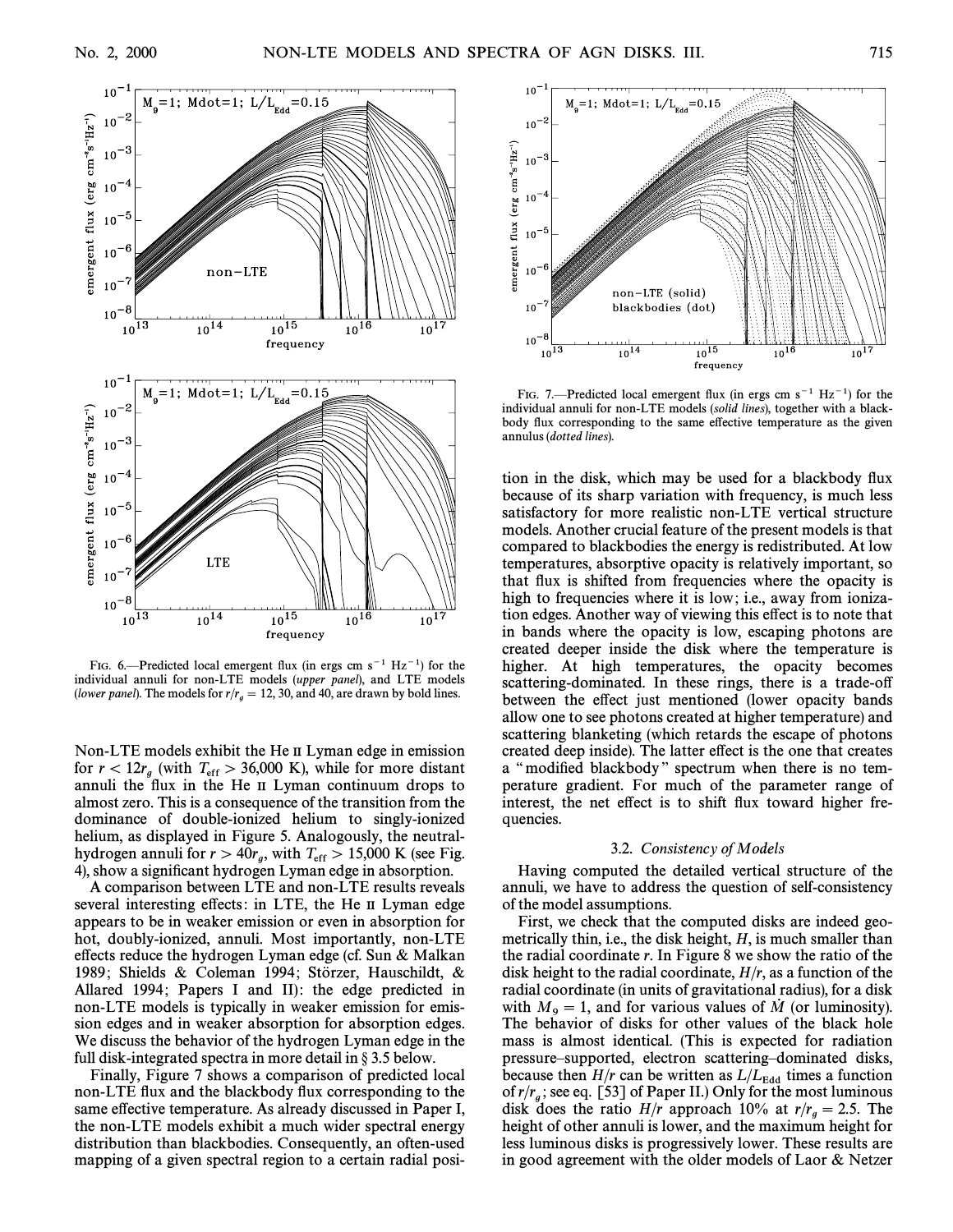FIG. 6.—Predicted local emergent flux (in ergs cm s$^{-1}$ Hz$^{-1}$) for the individual annuli for non-LTE models (*upper panel*), and LTE models (*lower panel*). The models for $r/r_g$ = 12, 30, and 40, are drawn by bold lines.

FIG. 7.—Predicted local emergent flux (in ergs cm s$^{-1}$ Hz$^{-1}$) for the individual annuli for non-LTE models (*solid lines*), together with a blackbody flux corresponding to the same effective temperature as the given annulus (*dotted lines*).

Non-LTE models exhibit the He II Lyman edge in emission for $r < 12r_g$ (with $T_{\rm eff} > 36{,}000$ K), while for more distant annuli the flux in the He II Lyman continuum drops to almost zero. This is a consequence of the transition from the dominance of double-ionized helium to singly-ionized helium, as displayed in Figure 5. Analogously, the neutral-hydrogen annuli for $r > 40r_g$, with $T_{\rm eff} > 15{,}000$ K (see Fig. 4), show a significant hydrogen Lyman edge in absorption.

A comparison between LTE and non-LTE results reveals several interesting effects: in LTE, the He II Lyman edge appears to be in weaker emission or even in absorption for hot, doubly-ionized, annuli. Most importantly, non-LTE effects reduce the hydrogen Lyman edge (cf. Sun & Malkan 1989; Shields & Coleman 1994; Störzer, Hauschildt, & Allared 1994; Papers I and II): the edge predicted in non-LTE models is typically in weaker emission for emission edges and in weaker absorption for absorption edges. We discuss the behavior of the hydrogen Lyman edge in the full disk-integrated spectra in more detail in § 3.5 below.

Finally, Figure 7 shows a comparison of predicted local non-LTE flux and the blackbody flux corresponding to the same effective temperature. As already discussed in Paper I, the non-LTE models exhibit a much wider spectral energy distribution than blackbodies. Consequently, an often-used mapping of a given spectral region to a certain radial position in the disk, which may be used for a blackbody flux because of its sharp variation with frequency, is much less satisfactory for more realistic non-LTE vertical structure models. Another crucial feature of the present models is that compared to blackbodies the energy is redistributed. At low temperatures, absorptive opacity is relatively important, so that flux is shifted from frequencies where the opacity is high to frequencies where it is low; i.e., away from ionization edges. Another way of viewing this effect is to note that in bands where the opacity is low, escaping photons are created deeper inside the disk where the temperature is higher. At high temperatures, the opacity becomes scattering-dominated. In these rings, there is a trade-off between the effect just mentioned (lower opacity bands allow one to see photons created at higher temperature) and scattering blanketing (which retards the escape of photons created deep inside). The latter effect is the one that creates a "modified blackbody" spectrum when there is no temperature gradient. For much of the parameter range of interest, the net effect is to shift flux toward higher frequencies.

### 3.2. *Consistency of Models*

Having computed the detailed vertical structure of the annuli, we have to address the question of self-consistency of the model assumptions.

First, we check that the computed disks are indeed geometrically thin, i.e., the disk height, $H$, is much smaller than the radial coordinate $r$. In Figure 8 we show the ratio of the disk height to the radial coordinate, $H/r$, as a function of the radial coordinate (in units of gravitational radius), for a disk with $M_9 = 1$, and for various values of $\dot{M}$ (or luminosity). The behavior of disks for other values of the black hole mass is almost identical. (This is expected for radiation pressure–supported, electron scattering–dominated disks, because then $H/r$ can be written as $L/L_{\rm Edd}$ times a function of $r/r_g$; see eq. [53] of Paper II.) Only for the most luminous disk does the ratio $H/r$ approach 10% at $r/r_g = 2.5$. The height of other annuli is lower, and the maximum height for less luminous disks is progressively lower. These results are in good agreement with the older models of Laor & Netzer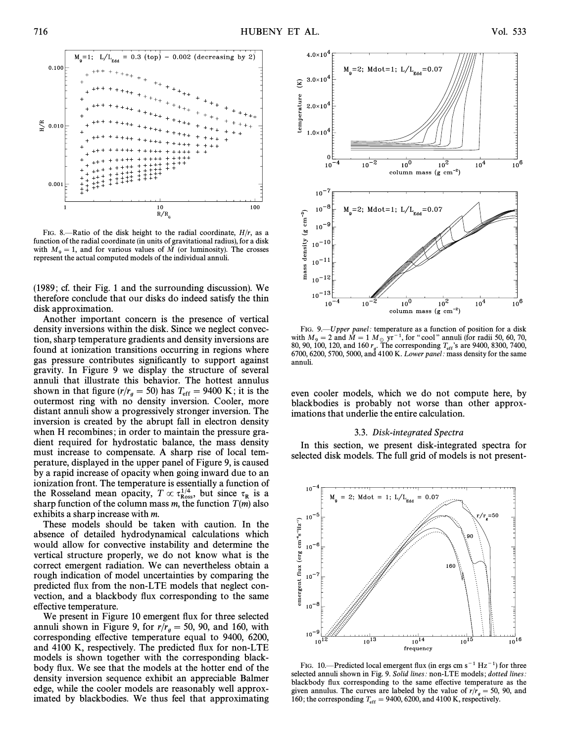FIG. 8.—Ratio of the disk height to the radial coordinate, $H/r$, as a function of the radial coordinate (in units of gravitational radius), for a disk with $M_9 = 1$, and for various values of $\dot{M}$ (or luminosity). The crosses represent the actual computed models of the individual annuli.

(1989; cf. their Fig. 1 and the surrounding discussion). We therefore conclude that our disks do indeed satisfy the thin disk approximation.

Another important concern is the presence of vertical density inversions within the disk. Since we neglect convection, sharp temperature gradients and density inversions are found at ionization transitions occurring in regions where gas pressure contributes significantly to support against gravity. In Figure 9 we display the structure of several annuli that illustrate this behavior. The hottest annulus shown in that figure ($r/r_g = 50$) has $T_{\rm eff} = 9400$ K; it is the outermost ring with no density inversion. Cooler, more distant annuli show a progressively stronger inversion. The inversion is created by the abrupt fall in electron density when H recombines; in order to maintain the pressure gradient required for hydrostatic balance, the mass density must increase to compensate. A sharp rise of local temperature, displayed in the upper panel of Figure 9, is caused by a rapid increase of opacity when going inward due to an ionization front. The temperature is essentially a function of the Rosseland mean opacity, $T \propto \tau_{\rm Ross}^{1/4}$, but since $\tau_{\rm R}$ is a sharp function of the column mass $m$, the function $T(m)$ also exhibits a sharp increase with $m$.

These models should be taken with caution. In the absence of detailed hydrodynamical calculations which would allow for convective instability and determine the vertical structure properly, we do not know what is the correct emergent radiation. We can nevertheless obtain a rough indication of model uncertainties by comparing the predicted flux from the non-LTE models that neglect convection, and a blackbody flux corresponding to the same effective temperature.

We present in Figure 10 emergent flux for three selected annuli shown in Figure 9, for $r/r_g = 50$, 90, and 160, with corresponding effective temperature equal to 9400, 6200, and 4100 K, respectively. The predicted flux for non-LTE models is shown together with the corresponding blackbody flux. We see that the models at the hotter end of the density inversion sequence exhibit an appreciable Balmer edge, while the cooler models are reasonably well approximated by blackbodies. We thus feel that approximating even cooler models, which we do not compute here, by blackbodies is probably not worse than other approximations that underlie the entire calculation.

FIG. 9.—*Upper panel:* temperature as a function of position for a disk with $M_9 = 2$ and $\dot{M} = 1\ M_\odot\ {\rm yr}^{-1}$, for "cool" annuli (for radii 50, 60, 70, 80, 90, 100, 120, and 160 $r_g$. The corresponding $T_{\rm eff}$'s are 9400, 8300, 7400, 6700, 6200, 5700, 5000, and 4100 K. *Lower panel:* mass density for the same annuli.

### 3.3. *Disk-integrated Spectra*

In this section, we present disk-integrated spectra for selected disk models. The full grid of models is not present-

FIG. 10.—Predicted local emergent flux (in ergs cm s$^{-1}$ Hz$^{-1}$) for three selected annuli shown in Fig. 9. *Solid lines:* non-LTE models; *dotted lines:* blackbody flux corresponding to the same effective temperature as the given annulus. The curves are labeled by the value of $r/r_g = 50$, 90, and 160; the corresponding $T_{\rm eff} = 9400$, 6200, and 4100 K, respectively.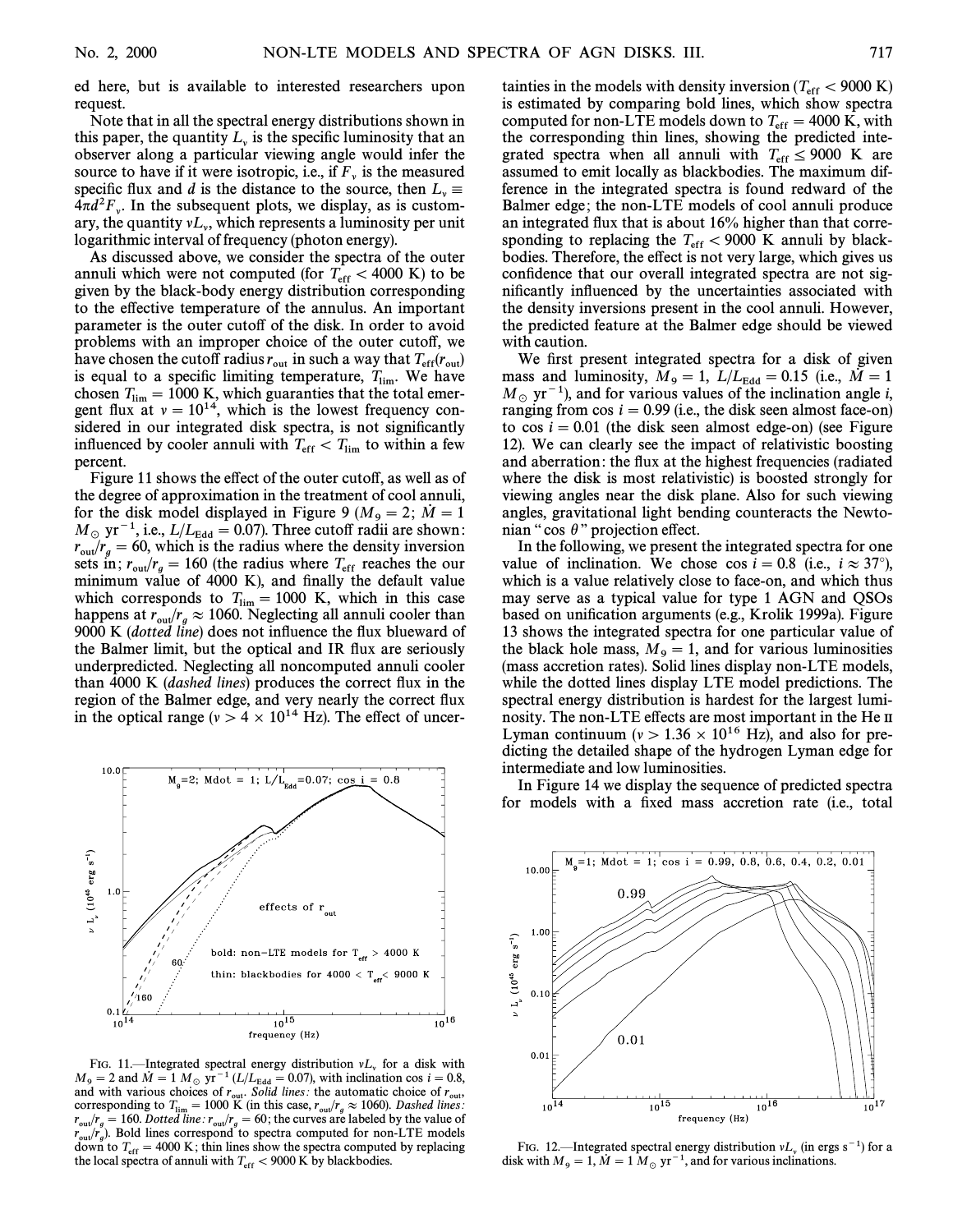ed here, but is available to interested researchers upon request.

Note that in all the spectral energy distributions shown in this paper, the quantity $L_\nu$ is the specific luminosity that an observer along a particular viewing angle would infer the source to have if it were isotropic, i.e., if $F_\nu$ is the measured specific flux and $d$ is the distance to the source, then $L_\nu \equiv 4\pi d^2 F_\nu$. In the subsequent plots, we display, as is customary, the quantity $\nu L_\nu$, which represents a luminosity per unit logarithmic interval of frequency (photon energy).

As discussed above, we consider the spectra of the outer annuli which were not computed (for $T_{\rm eff} < 4000$ K) to be given by the black-body energy distribution corresponding to the effective temperature of the annulus. An important parameter is the outer cutoff of the disk. In order to avoid problems with an improper choice of the outer cutoff, we have chosen the cutoff radius $r_{\rm out}$ in such a way that $T_{\rm eff}(r_{\rm out})$ is equal to a specific limiting temperature, $T_{\rm lim}$. We have chosen $T_{\rm lim} = 1000$ K, which guaranties that the total emergent flux at $\nu = 10^{14}$, which is the lowest frequency considered in our integrated disk spectra, is not significantly influenced by cooler annuli with $T_{\rm eff} < T_{\rm lim}$ to within a few percent.

Figure 11 shows the effect of the outer cutoff, as well as of the degree of approximation in the treatment of cool annuli, for the disk model displayed in Figure 9 ($M_9 = 2$; $\dot{M} = 1$ $M_\odot$ yr$^{-1}$, i.e., $L/L_{\rm Edd} = 0.07$). Three cutoff radii are shown: $r_{\rm out}/r_g = 60$, which is the radius where the density inversion sets in; $r_{\rm out}/r_g = 160$ (the radius where $T_{\rm eff}$ reaches the our minimum value of 4000 K), and finally the default value which corresponds to $T_{\rm lim} = 1000$ K, which in this case happens at $r_{\rm out}/r_g \approx 1060$. Neglecting all annuli cooler than 9000 K (*dotted line*) does not influence the flux blueward of the Balmer limit, but the optical and IR flux are seriously underpredicted. Neglecting all noncomputed annuli cooler than 4000 K (*dashed lines*) produces the correct flux in the region of the Balmer edge, and very nearly the correct flux in the optical range ($\nu > 4 \times 10^{14}$ Hz). The effect of uncertainties in the models with density inversion ($T_{\rm eff} < 9000$ K) is estimated by comparing bold lines, which show spectra computed for non-LTE models down to $T_{\rm eff} = 4000$ K, with the corresponding thin lines, showing the predicted integrated spectra when all annuli with $T_{\rm eff} \leq 9000$ K are assumed to emit locally as blackbodies. The maximum difference in the integrated spectra is found redward of the Balmer edge; the non-LTE models of cool annuli produce an integrated flux that is about 16% higher than that corresponding to replacing the $T_{\rm eff} < 9000$ K annuli by blackbodies. Therefore, the effect is not very large, which gives us confidence that our overall integrated spectra are not significantly influenced by the uncertainties associated with the density inversions present in the cool annuli. However, the predicted feature at the Balmer edge should be viewed with caution.

FIG. 11.—Integrated spectral energy distribution $\nu L_\nu$ for a disk with $M_9 = 2$ and $\dot{M} = 1$ $M_\odot$ yr$^{-1}$ ($L/L_{\rm Edd} = 0.07$), with inclination $\cos i = 0.8$, and with various choices of $r_{\rm out}$. *Solid lines*: the automatic choice of $r_{\rm out}$, corresponding to $T_{\rm lim} = 1000$ K (in this case, $r_{\rm out}/r_g \approx 1060$). *Dashed lines*: $r_{\rm out}/r_g = 160$. *Dotted line*: $r_{\rm out}/r_g = 60$; the curves are labeled by the value of $r_{\rm out}/r_g$). Bold lines correspond to spectra computed for non-LTE models down to $T_{\rm eff} = 4000$ K; thin lines show the spectra computed by replacing the local spectra of annuli with $T_{\rm eff} < 9000$ K by blackbodies.

We first present integrated spectra for a disk of given mass and luminosity, $M_9 = 1$, $L/L_{\rm Edd} = 0.15$ (i.e., $\dot{M} = 1$ $M_\odot$ yr$^{-1}$), and for various values of the inclination angle $i$, ranging from $\cos i = 0.99$ (i.e., the disk seen almost face-on) to $\cos i = 0.01$ (the disk seen almost edge-on) (see Figure 12). We can clearly see the impact of relativistic boosting and aberration: the flux at the highest frequencies (radiated where the disk is most relativistic) is boosted strongly for viewing angles near the disk plane. Also for such viewing angles, gravitational light bending counteracts the Newtonian "$\cos\theta$" projection effect.

In the following, we present the integrated spectra for one value of inclination. We chose $\cos i = 0.8$ (i.e., $i \approx 37°$), which is a value relatively close to face-on, and which thus may serve as a typical value for type 1 AGN and QSOs based on unification arguments (e.g., Krolik 1999a). Figure 13 shows the integrated spectra for one particular value of the black hole mass, $M_9 = 1$, and for various luminosities (mass accretion rates). Solid lines display non-LTE models, while the dotted lines display LTE model predictions. The spectral energy distribution is hardest for the largest luminosity. The non-LTE effects are most important in the He II Lyman continuum ($\nu > 1.36 \times 10^{16}$ Hz), and also for predicting the detailed shape of the hydrogen Lyman edge for intermediate and low luminosities.

In Figure 14 we display the sequence of predicted spectra for models with a fixed mass accretion rate (i.e., total

FIG. 12.—Integrated spectral energy distribution $\nu L_\nu$ (in ergs s$^{-1}$) for a disk with $M_9 = 1$, $\dot{M} = 1$ $M_\odot$ yr$^{-1}$, and for various inclinations.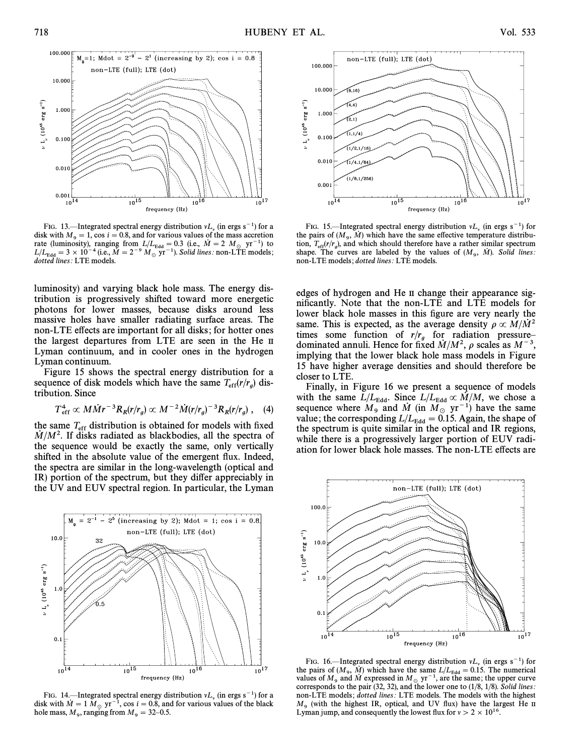FIG. 13.—Integrated spectral energy distribution $\nu L_\nu$ (in ergs s$^{-1}$) for a disk with $M_9 = 1$, $\cos i = 0.8$, and for various values of the mass accretion rate (luminosity), ranging from $L/L_{\rm Edd} = 0.3$ (i.e., $\dot{M} = 2\ M_\odot$ yr$^{-1}$) to $L/L_{\rm Edd} = 3 \times 10^{-4}$ (i.e., $\dot{M} = 2^{-9}\ M_\odot$ yr$^{-1}$). *Solid lines:* non-LTE models; *dotted lines:* LTE models.

FIG. 15.—Integrated spectral energy distribution $\nu L_\nu$ (in ergs s$^{-1}$) for the pairs of ($M_9$, $\dot{M}$) which have the same effective temperature distribution, $T_{\rm eff}(r/r_g)$, and which should therefore have a rather similar spectrum shape. The curves are labeled by the values of ($M_9$, $\dot{M}$). *Solid lines:* non-LTE models; *dotted lines:* LTE models.

luminosity) and varying black hole mass. The energy distribution is progressively shifted toward more energetic photons for lower masses, because disks around less massive holes have smaller radiating surface areas. The non-LTE effects are important for all disks; for hotter ones the largest departures from LTE are seen in the He II Lyman continuum, and in cooler ones in the hydrogen Lyman continuum.

Figure 15 shows the spectral energy distribution for a sequence of disk models which have the same $T_{\rm eff}(r/r_g)$ distribution. Since

$$T_{\rm eff}^4 \propto M\dot{M}r^{-3}R_R(r/r_g) \propto M^{-2}\dot{M}(r/r_g)^{-3}R_R(r/r_g)\ , \quad (4)$$

the same $T_{\rm eff}$ distribution is obtained for models with fixed $\dot{M}/M^2$. If disks radiated as blackbodies, all the spectra of the sequence would be exactly the same, only vertically shifted in the absolute value of the emergent flux. Indeed, the spectra are similar in the long-wavelength (optical and IR) portion of the spectrum, but they differ appreciably in the UV and EUV spectral region. In particular, the Lyman edges of hydrogen and He II change their appearance significantly. Note that the non-LTE and LTE models for lower black hole masses in this figure are very nearly the same. This is expected, as the average density $\rho \propto M/\dot{M}^2$ times some function of $r/r_g$ for radiation pressure–dominated annuli. Hence for fixed $\dot{M}/M^2$, $\rho$ scales as $M^{-3}$, implying that the lower black hole mass models in Figure 15 have higher average densities and should therefore be closer to LTE.

Finally, in Figure 16 we present a sequence of models with the same $L/L_{\rm Edd}$. Since $L/L_{\rm Edd} \propto \dot{M}/M$, we chose a sequence where $M_9$ and $\dot{M}$ (in $M_\odot$ yr$^{-1}$) have the same value; the corresponding $L/L_{\rm Edd} = 0.15$. Again, the shape of the spectrum is quite similar in the optical and IR regions, while there is a progressively larger portion of EUV radiation for lower black hole masses. The non-LTE effects are

FIG. 14.—Integrated spectral energy distribution $\nu L_\nu$ (in ergs s$^{-1}$) for a disk with $\dot{M} = 1\ M_\odot$ yr$^{-1}$, $\cos i = 0.8$, and for various values of the black hole mass, $M_9$, ranging from $M_9 = 32$–$0.5$.

FIG. 16.—Integrated spectral energy distribution $\nu L_\nu$ (in ergs s$^{-1}$) for the pairs of ($M_9$, $\dot{M}$) which have the same $L/L_{\rm Edd} = 0.15$. The numerical values of $M_9$ and $\dot{M}$ expressed in $M_\odot$ yr$^{-1}$, are the same; the upper curve corresponds to the pair (32, 32), and the lower one to (1/8, 1/8). *Solid lines:* non-LTE models; *dotted lines:* LTE models. The models with the highest $M_9$ (with the highest IR, optical, and UV flux) have the largest He II Lyman jump, and consequently the lowest flux for $\nu > 2 \times 10^{16}$.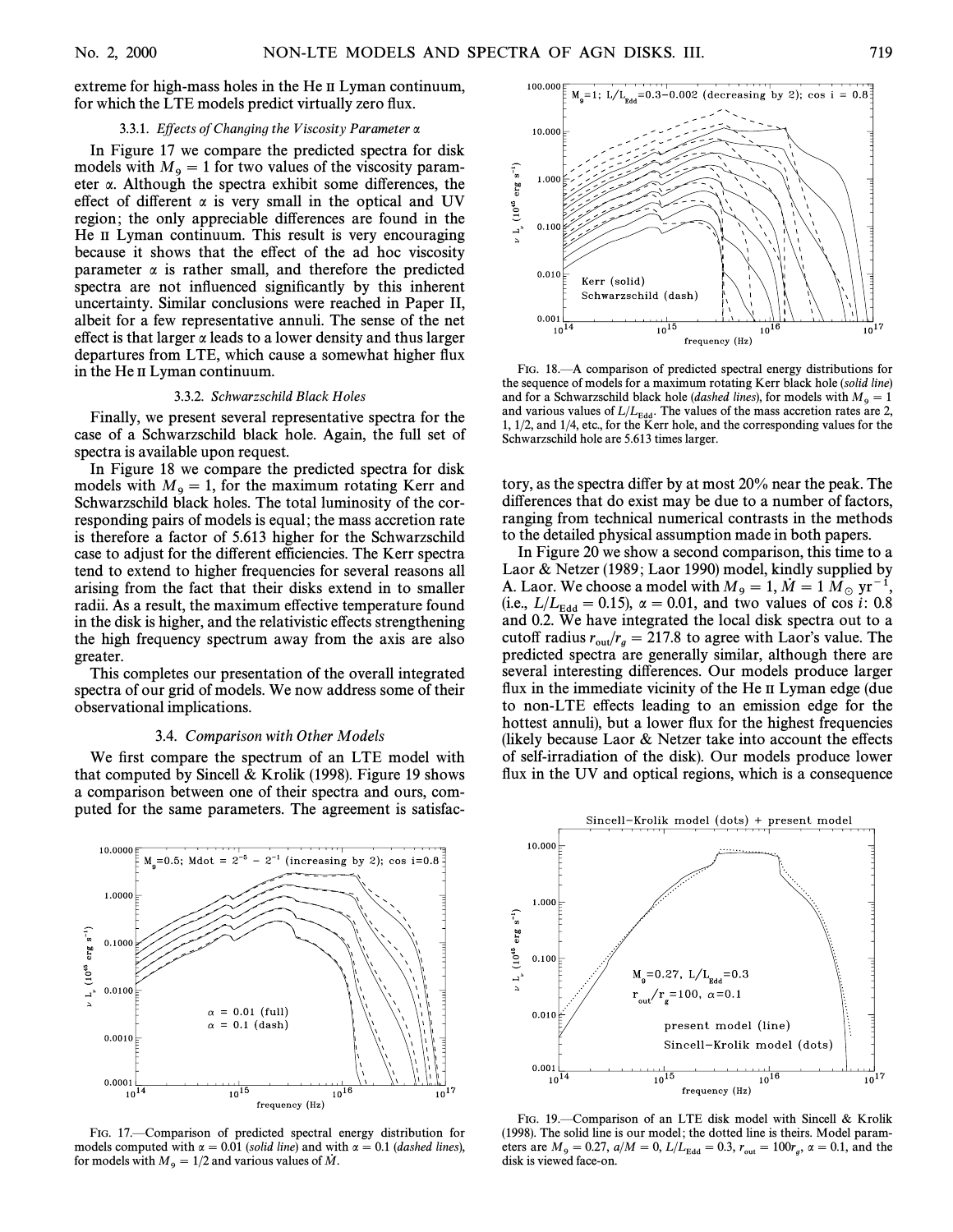extreme for high-mass holes in the He II Lyman continuum, for which the LTE models predict virtually zero flux.

### 3.3.1. *Effects of Changing the Viscosity Parameter* $\alpha$

In Figure 17 we compare the predicted spectra for disk models with $M_9 = 1$ for two values of the viscosity parameter $\alpha$. Although the spectra exhibit some differences, the effect of different $\alpha$ is very small in the optical and UV region; the only appreciable differences are found in the He II Lyman continuum. This result is very encouraging because it shows that the effect of the ad hoc viscosity parameter $\alpha$ is rather small, and therefore the predicted spectra are not influenced significantly by this inherent uncertainty. Similar conclusions were reached in Paper II, albeit for a few representative annuli. The sense of the net effect is that larger $\alpha$ leads to a lower density and thus larger departures from LTE, which cause a somewhat higher flux in the He II Lyman continuum.

### 3.3.2. *Schwarzschild Black Holes*

Finally, we present several representative spectra for the case of a Schwarzschild black hole. Again, the full set of spectra is available upon request.

In Figure 18 we compare the predicted spectra for disk models with $M_9 = 1$, for the maximum rotating Kerr and Schwarzschild black holes. The total luminosity of the corresponding pairs of models is equal; the mass accretion rate is therefore a factor of 5.613 higher for the Schwarzschild case to adjust for the different efficiencies. The Kerr spectra tend to extend to higher frequencies for several reasons all arising from the fact that their disks extend in to smaller radii. As a result, the maximum effective temperature found in the disk is higher, and the relativistic effects strengthening the high frequency spectrum away from the axis are also greater.

This completes our presentation of the overall integrated spectra of our grid of models. We now address some of their observational implications.

## 3.4. *Comparison with Other Models*

We first compare the spectrum of an LTE model with that computed by Sincell & Krolik (1998). Figure 19 shows a comparison between one of their spectra and ours, computed for the same parameters. The agreement is satisfactory, as the spectra differ by at most 20% near the peak. The differences that do exist may be due to a number of factors, ranging from technical numerical contrasts in the methods to the detailed physical assumption made in both papers.

In Figure 20 we show a second comparison, this time to a Laor & Netzer (1989; Laor 1990) model, kindly supplied by A. Laor. We choose a model with $M_9 = 1$, $\dot{M} = 1\ M_\odot\ \mathrm{yr}^{-1}$, (i.e., $L/L_{\mathrm{Edd}} = 0.15$), $\alpha = 0.01$, and two values of cos $i$: 0.8 and 0.2. We have integrated the local disk spectra out to a cutoff radius $r_{\mathrm{out}}/r_g = 217.8$ to agree with Laor's value. The predicted spectra are generally similar, although there are several interesting differences. Our models produce larger flux in the immediate vicinity of the He II Lyman edge (due to non-LTE effects leading to an emission edge for the hottest annuli), but a lower flux for the highest frequencies (likely because Laor & Netzer take into account the effects of self-irradiation of the disk). Our models produce lower flux in the UV and optical regions, which is a consequence

FIG. 17.—Comparison of predicted spectral energy distribution for models computed with $\alpha = 0.01$ (*solid line*) and with $\alpha = 0.1$ (*dashed lines*), for models with $M_9 = 1/2$ and various values of $\dot{M}$.

FIG. 18.—A comparison of predicted spectral energy distributions for the sequence of models for a maximum rotating Kerr black hole (*solid line*) and for a Schwarzschild black hole (*dashed lines*), for models with $M_9 = 1$ and various values of $L/L_{\mathrm{Edd}}$. The values of the mass accretion rates are 2, 1, 1/2, and 1/4, etc., for the Kerr hole, and the corresponding values for the Schwarzschild hole are 5.613 times larger.

FIG. 19.—Comparison of an LTE disk model with Sincell & Krolik (1998). The solid line is our model; the dotted line is theirs. Model parameters are $M_9 = 0.27$, $a/M = 0$, $L/L_{\mathrm{Edd}} = 0.3$, $r_{\mathrm{out}} = 100 r_g$, $\alpha = 0.1$, and the disk is viewed face-on.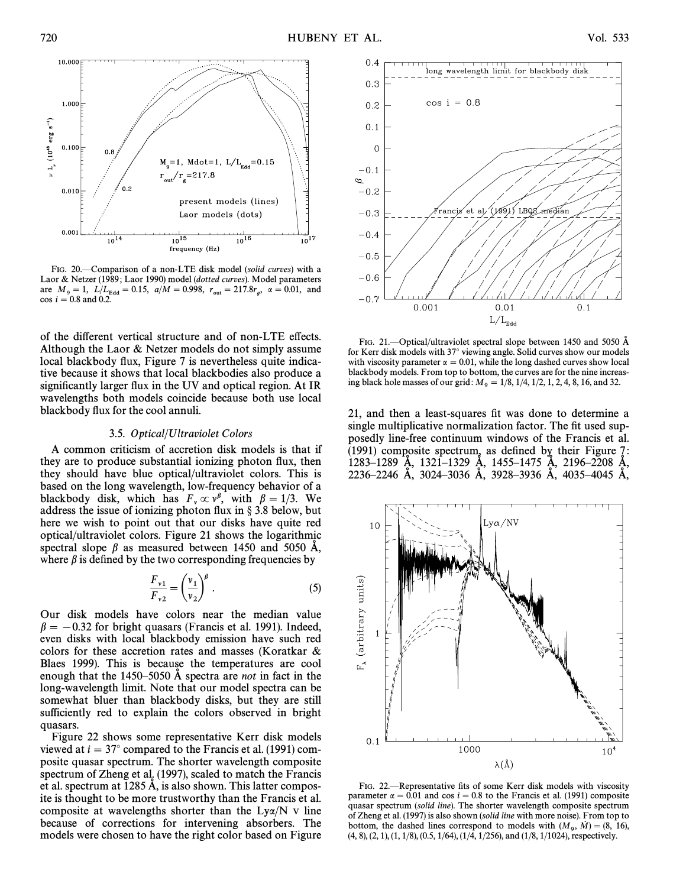FIG. 20.—Comparison of a non-LTE disk model (*solid curves*) with a Laor & Netzer (1989; Laor 1990) model (*dotted curves*). Model parameters are $M_9 = 1$, $L/L_{\rm Edd} = 0.15$, $a/M = 0.998$, $r_{\rm out} = 217.8 r_g$, $\alpha = 0.01$, and $\cos i = 0.8$ and 0.2.

of the different vertical structure and of non-LTE effects. Although the Laor & Netzer models do not simply assume local blackbody flux, Figure 7 is nevertheless quite indicative because it shows that local blackbodies also produce a significantly larger flux in the UV and optical region. At IR wavelengths both models coincide because both use local blackbody flux for the cool annuli.

### 3.5. *Optical/Ultraviolet Colors*

A common criticism of accretion disk models is that if they are to produce substantial ionizing photon flux, then they should have blue optical/ultraviolet colors. This is based on the long wavelength, low-frequency behavior of a blackbody disk, which has $F_\nu \propto \nu^\beta$, with $\beta = 1/3$. We address the issue of ionizing photon flux in § 3.8 below, but here we wish to point out that our disks have quite red optical/ultraviolet colors. Figure 21 shows the logarithmic spectral slope $\beta$ as measured between 1450 and 5050 Å, where $\beta$ is defined by the two corresponding frequencies by

$$\frac{F_{\nu 1}}{F_{\nu 2}} = \left(\frac{\nu_1}{\nu_2}\right)^\beta . \quad (5)$$

Our disk models have colors near the median value $\beta = -0.32$ for bright quasars (Francis et al. 1991). Indeed, even disks with local blackbody emission have such red colors for these accretion rates and masses (Koratkar & Blaes 1999). This is because the temperatures are cool enough that the 1450–5050 Å spectra are *not* in fact in the long-wavelength limit. Note that our model spectra can be somewhat bluer than blackbody disks, but they are still sufficiently red to explain the colors observed in bright quasars.

Figure 22 shows some representative Kerr disk models viewed at $i = 37°$ compared to the Francis et al. (1991) composite quasar spectrum. The shorter wavelength composite spectrum of Zheng et al. (1997), scaled to match the Francis et al. spectrum at 1285 Å, is also shown. This latter composite is thought to be more trustworthy than the Francis et al. composite at wavelengths shorter than the Lyα/N V line because of corrections for intervening absorbers. The models were chosen to have the right color based on Figure 21, and then a least-squares fit was done to determine a single multiplicative normalization factor. The fit used supposedly line-free continuum windows of the Francis et al. (1991) composite spectrum, as defined by their Figure 7: 1283–1289 Å, 1321–1329 Å, 1455–1475 Å, 2196–2208 Å, 2236–2246 Å, 3024–3036 Å, 3928–3936 Å, 4035–4045 Å,

FIG. 21.—Optical/ultraviolet spectral slope between 1450 and 5050 Å for Kerr disk models with 37° viewing angle. Solid curves show our models with viscosity parameter $\alpha = 0.01$, while the long dashed curves show local blackbody models. From top to bottom, the curves are for the nine increasing black hole masses of our grid: $M_9 = 1/8$, 1/4, 1/2, 1, 2, 4, 8, 16, and 32.

FIG. 22.—Representative fits of some Kerr disk models with viscosity parameter $\alpha = 0.01$ and $\cos i = 0.8$ to the Francis et al. (1991) composite quasar spectrum (*solid line*). The shorter wavelength composite spectrum of Zheng et al. (1997) is also shown (*solid line* with more noise). From top to bottom, the dashed lines correspond to models with $(M_9, \dot{M}) = (8, 16)$, (4, 8), (2, 1), (1, 1/8), (0.5, 1/64), (1/4, 1/256), and (1/8, 1/1024), respectively.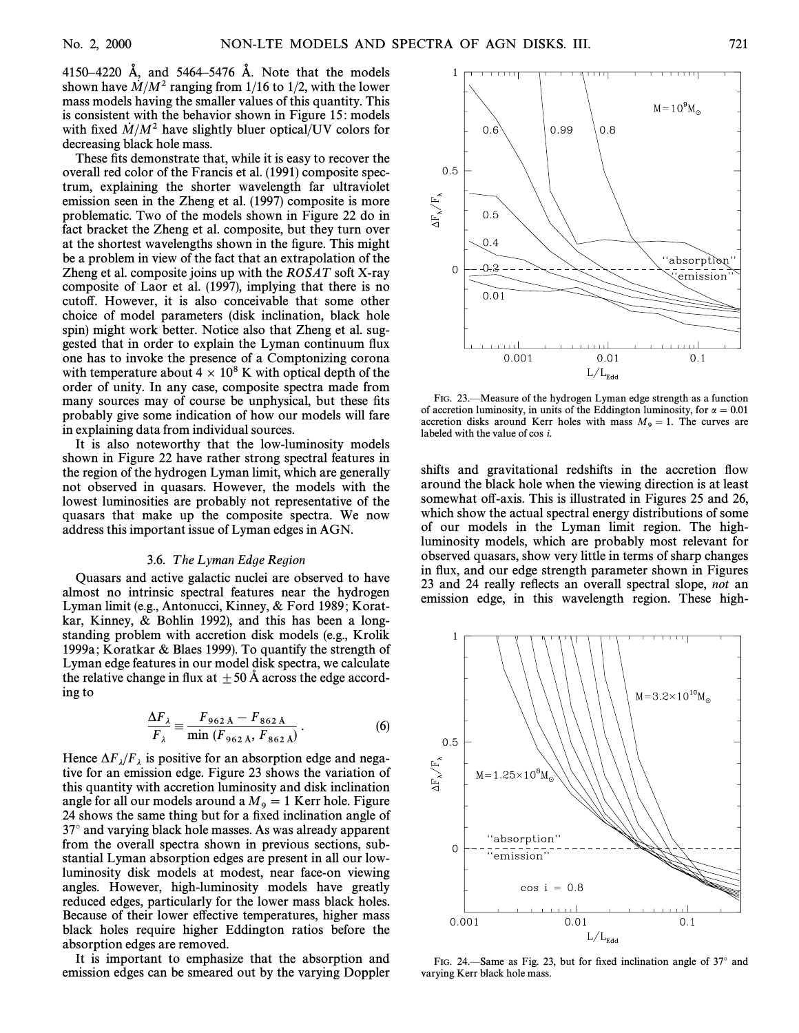4150–4220 Å, and 5464–5476 Å. Note that the models shown have $\dot{M}/M^2$ ranging from 1/16 to 1/2, with the lower mass models having the smaller values of this quantity. This is consistent with the behavior shown in Figure 15: models with fixed $\dot{M}/M^2$ have slightly bluer optical/UV colors for decreasing black hole mass.

These fits demonstrate that, while it is easy to recover the overall red color of the Francis et al. (1991) composite spectrum, explaining the shorter wavelength far ultraviolet emission seen in the Zheng et al. (1997) composite is more problematic. Two of the models shown in Figure 22 do in fact bracket the Zheng et al. composite, but they turn over at the shortest wavelengths shown in the figure. This might be a problem in view of the fact that an extrapolation of the Zheng et al. composite joins up with the *ROSAT* soft X-ray composite of Laor et al. (1997), implying that there is no cutoff. However, it is also conceivable that some other choice of model parameters (disk inclination, black hole spin) might work better. Notice also that Zheng et al. suggested that in order to explain the Lyman continuum flux one has to invoke the presence of a Comptonizing corona with temperature about $4 \times 10^8$ K with optical depth of the order of unity. In any case, composite spectra made from many sources may of course be unphysical, but these fits probably give some indication of how our models will fare in explaining data from individual sources.

It is also noteworthy that the low-luminosity models shown in Figure 22 have rather strong spectral features in the region of the hydrogen Lyman limit, which are generally not observed in quasars. However, the models with the lowest luminosities are probably not representative of the quasars that make up the composite spectra. We now address this important issue of Lyman edges in AGN.

### 3.6. *The Lyman Edge Region*

Quasars and active galactic nuclei are observed to have almost no intrinsic spectral features near the hydrogen Lyman limit (e.g., Antonucci, Kinney, & Ford 1989; Koratkar, Kinney, & Bohlin 1992), and this has been a long-standing problem with accretion disk models (e.g., Krolik 1999a; Koratkar & Blaes 1999). To quantify the strength of Lyman edge features in our model disk spectra, we calculate the relative change in flux at ±50 Å across the edge according to

$$\frac{\Delta F_\lambda}{F_\lambda} \equiv \frac{F_{962\,\text{Å}} - F_{862\,\text{Å}}}{\min(F_{962\,\text{Å}}, F_{862\,\text{Å}})} . \quad (6)$$

Hence $\Delta F_\lambda / F_\lambda$ is positive for an absorption edge and negative for an emission edge. Figure 23 shows the variation of this quantity with accretion luminosity and disk inclination angle for all our models around a $M_9 = 1$ Kerr hole. Figure 24 shows the same thing but for a fixed inclination angle of 37° and varying black hole masses. As was already apparent from the overall spectra shown in previous sections, substantial Lyman absorption edges are present in all our low-luminosity disk models at modest, near face-on viewing angles. However, high-luminosity models have greatly reduced edges, particularly for the lower mass black holes. Because of their lower effective temperatures, higher mass black holes require higher Eddington ratios before the absorption edges are removed.

It is important to emphasize that the absorption and emission edges can be smeared out by the varying Doppler shifts and gravitational redshifts in the accretion flow around the black hole when the viewing direction is at least somewhat off-axis. This is illustrated in Figures 25 and 26, which show the actual spectral energy distributions of some of our models in the Lyman limit region. The high-luminosity models, which are probably most relevant for observed quasars, show very little in terms of sharp changes in flux, and our edge strength parameter shown in Figures 23 and 24 really reflects an overall spectral slope, *not* an emission edge, in this wavelength region. These high-

FIG. 23.—Measure of the hydrogen Lyman edge strength as a function of accretion luminosity, in units of the Eddington luminosity, for $\alpha = 0.01$ accretion disks around Kerr holes with mass $M_9 = 1$. The curves are labeled with the value of cos *i*.

FIG. 24.—Same as Fig. 23, but for fixed inclination angle of 37° and varying Kerr black hole mass.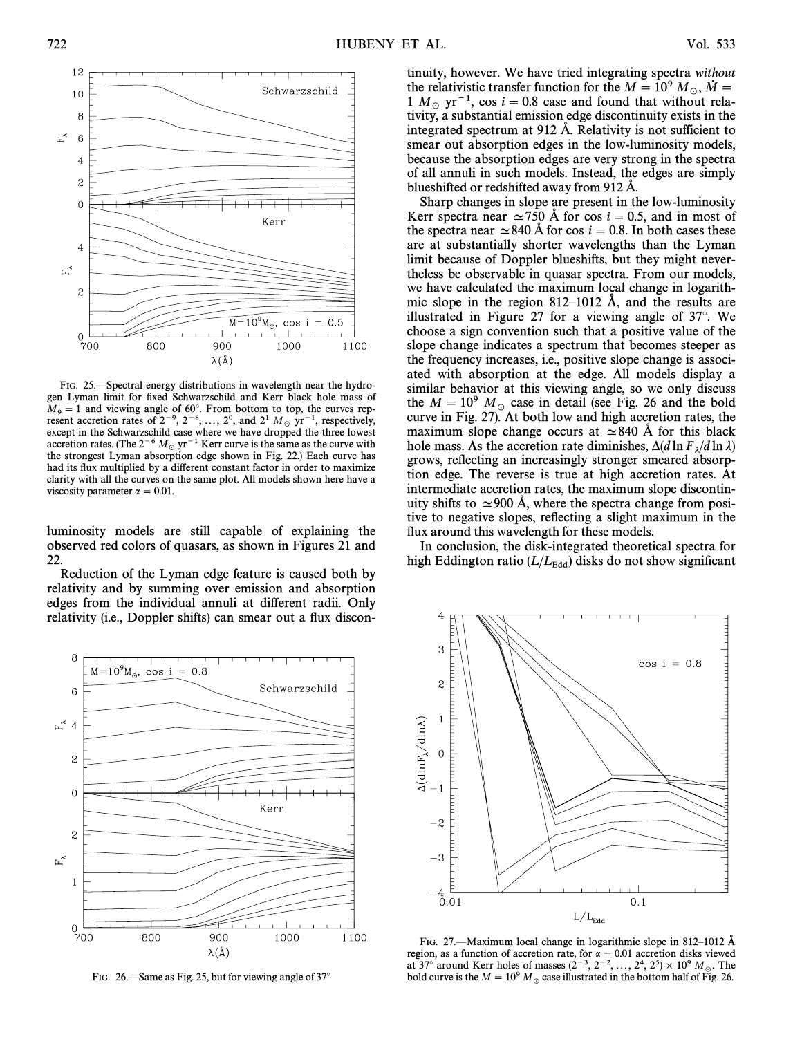FIG. 25.—Spectral energy distributions in wavelength near the hydrogen Lyman limit for fixed Schwarzschild and Kerr black hole mass of $M_9 = 1$ and viewing angle of 60°. From bottom to top, the curves represent accretion rates of $2^{-9}, 2^{-8}, \ldots, 2^0$, and $2^1$ $M_\odot$ yr$^{-1}$, respectively, except in the Schwarzschild case where we have dropped the three lowest accretion rates. (The $2^{-6}$ $M_\odot$ yr$^{-1}$ Kerr curve is the same as the curve with the strongest Lyman absorption edge shown in Fig. 22.) Each curve has had its flux multiplied by a different constant factor in order to maximize clarity with all the curves on the same plot. All models shown here have a viscosity parameter $\alpha = 0.01$.

luminosity models are still capable of explaining the observed red colors of quasars, as shown in Figures 21 and 22.

Reduction of the Lyman edge feature is caused both by relativity and by summing over emission and absorption edges from the individual annuli at different radii. Only relativity (i.e., Doppler shifts) can smear out a flux discontinuity, however. We have tried integrating spectra *without* the relativistic transfer function for the $M = 10^9$ $M_\odot$, $\dot{M} = 1$ $M_\odot$ yr$^{-1}$, cos $i = 0.8$ case and found that without relativity, a substantial emission edge discontinuity exists in the integrated spectrum at 912 Å. Relativity is not sufficient to smear out absorption edges in the low-luminosity models, because the absorption edges are very strong in the spectra of all annuli in such models. Instead, the edges are simply blueshifted or redshifted away from 912 Å.

Sharp changes in slope are present in the low-luminosity Kerr spectra near $\simeq 750$ Å for cos $i = 0.5$, and in most of the spectra near $\simeq 840$ Å for cos $i = 0.8$. In both cases these are at substantially shorter wavelengths than the Lyman limit because of Doppler blueshifts, but they might nevertheless be observable in quasar spectra. From our models, we have calculated the maximum local change in logarithmic slope in the region 812–1012 Å, and the results are illustrated in Figure 27 for a viewing angle of 37°. We choose a sign convention such that a positive value of the slope change indicates a spectrum that becomes steeper as the frequency increases, i.e., positive slope change is associated with absorption at the edge. All models display a similar behavior at this viewing angle, so we only discuss the $M = 10^9$ $M_\odot$ case in detail (see Fig. 26 and the bold curve in Fig. 27). At both low and high accretion rates, the maximum slope change occurs at $\simeq 840$ Å for this black hole mass. As the accretion rate diminishes, $\Delta(d \ln F_\lambda / d \ln \lambda)$ grows, reflecting an increasingly stronger smeared absorption edge. The reverse is true at high accretion rates. At intermediate accretion rates, the maximum slope discontinuity shifts to $\simeq 900$ Å, where the spectra change from positive to negative slopes, reflecting a slight maximum in the flux around this wavelength for these models.

In conclusion, the disk-integrated theoretical spectra for high Eddington ratio ($L/L_{\rm Edd}$) disks do not show significant

FIG. 26.—Same as Fig. 25, but for viewing angle of 37°

FIG. 27.—Maximum local change in logarithmic slope in 812–1012 Å region, as a function of accretion rate, for $\alpha = 0.01$ accretion disks viewed at 37° around Kerr holes of masses $(2^{-3}, 2^{-2}, \ldots, 2^4, 2^5) \times 10^9$ $M_\odot$. The bold curve is the $M = 10^9$ $M_\odot$ case illustrated in the bottom half of Fig. 26.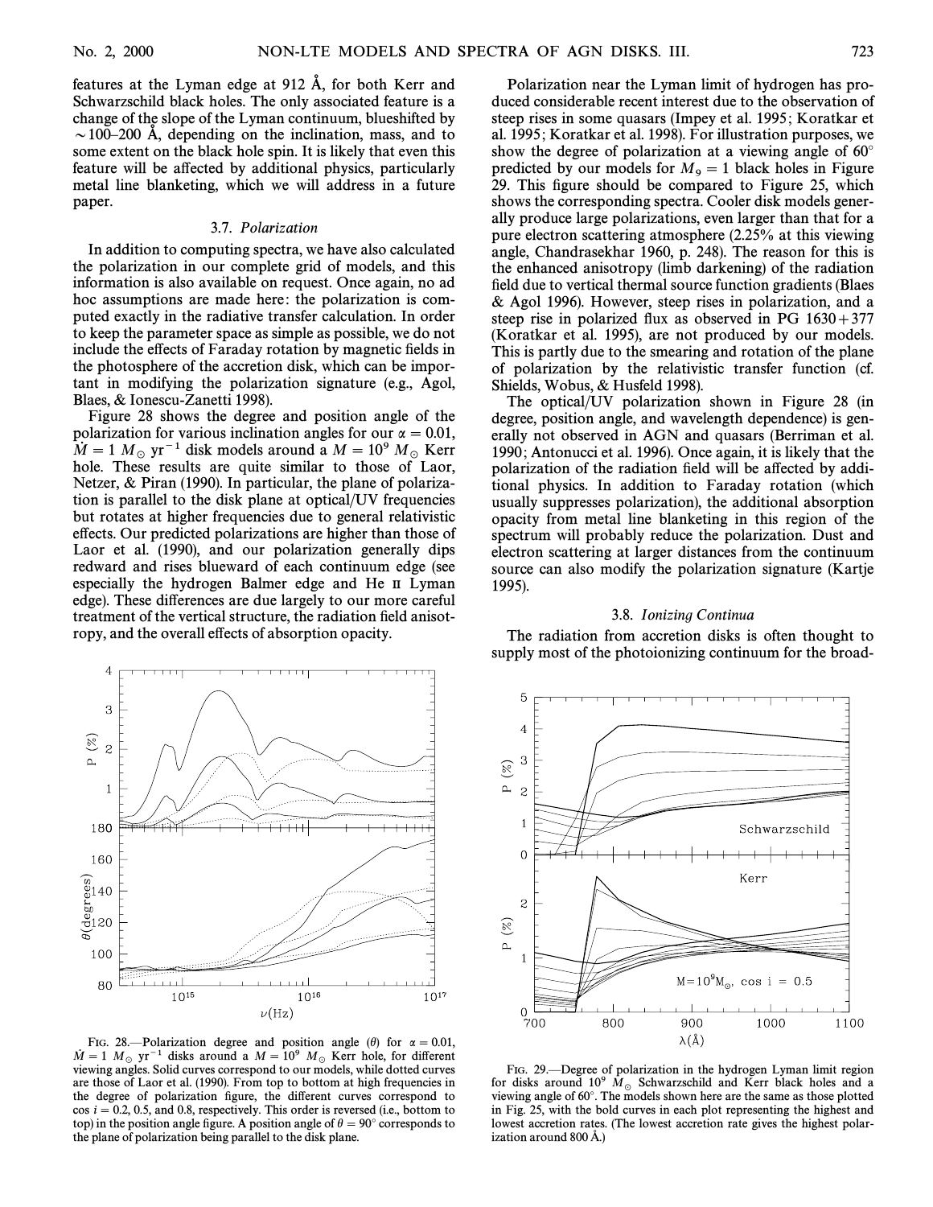features at the Lyman edge at 912 Å, for both Kerr and Schwarzschild black holes. The only associated feature is a change of the slope of the Lyman continuum, blueshifted by ~100–200 Å, depending on the inclination, mass, and to some extent on the black hole spin. It is likely that even this feature will be affected by additional physics, particularly metal line blanketing, which we will address in a future paper.

### 3.7. *Polarization*

In addition to computing spectra, we have also calculated the polarization in our complete grid of models, and this information is also available on request. Once again, no ad hoc assumptions are made here: the polarization is computed exactly in the radiative transfer calculation. In order to keep the parameter space as simple as possible, we do not include the effects of Faraday rotation by magnetic fields in the photosphere of the accretion disk, which can be important in modifying the polarization signature (e.g., Agol, Blaes, & Ionescu-Zanetti 1998).

Figure 28 shows the degree and position angle of the polarization for various inclination angles for our $\alpha = 0.01$, $\dot{M} = 1\ M_\odot\ \mathrm{yr}^{-1}$ disk models around a $M = 10^9\ M_\odot$ Kerr hole. These results are quite similar to those of Laor, Netzer, & Piran (1990). In particular, the plane of polarization is parallel to the disk plane at optical/UV frequencies but rotates at higher frequencies due to general relativistic effects. Our predicted polarizations are higher than those of Laor et al. (1990), and our polarization generally dips redward and rises blueward of each continuum edge (see especially the hydrogen Balmer edge and He II Lyman edge). These differences are due largely to our more careful treatment of the vertical structure, the radiation field anisotropy, and the overall effects of absorption opacity.

FIG. 28.—Polarization degree and position angle ($\theta$) for $\alpha = 0.01$, $\dot{M} = 1\ M_\odot\ \mathrm{yr}^{-1}$ disks around a $M = 10^9\ M_\odot$ Kerr hole, for different viewing angles. Solid curves correspond to our models, while dotted curves are those of Laor et al. (1990). From top to bottom at high frequencies in the degree of polarization figure, the different curves correspond to $\cos i = 0.2$, 0.5, and 0.8, respectively. This order is reversed (i.e., bottom to top) in the position angle figure. A position angle of $\theta = 90°$ corresponds to the plane of polarization being parallel to the disk plane.

Polarization near the Lyman limit of hydrogen has produced considerable recent interest due to the observation of steep rises in some quasars (Impey et al. 1995; Koratkar et al. 1995; Koratkar et al. 1998). For illustration purposes, we show the degree of polarization at a viewing angle of 60° predicted by our models for $M_9 = 1$ black holes in Figure 29. This figure should be compared to Figure 25, which shows the corresponding spectra. Cooler disk models generally produce large polarizations, even larger than that for a pure electron scattering atmosphere (2.25% at this viewing angle, Chandrasekhar 1960, p. 248). The reason for this is the enhanced anisotropy (limb darkening) of the radiation field due to vertical thermal source function gradients (Blaes & Agol 1996). However, steep rises in polarization, and a steep rise in polarized flux as observed in PG 1630+377 (Koratkar et al. 1995), are not produced by our models. This is partly due to the smearing and rotation of the plane of polarization by the relativistic transfer function (cf. Shields, Wobus, & Husfeld 1998).

The optical/UV polarization shown in Figure 28 (in degree, position angle, and wavelength dependence) is generally not observed in AGN and quasars (Berriman et al. 1990; Antonucci et al. 1996). Once again, it is likely that the polarization of the radiation field will be affected by additional physics. In addition to Faraday rotation (which usually suppresses polarization), the additional absorption opacity from metal line blanketing in this region of the spectrum will probably reduce the polarization. Dust and electron scattering at larger distances from the continuum source can also modify the polarization signature (Kartje 1995).

### 3.8. *Ionizing Continua*

The radiation from accretion disks is often thought to supply most of the photoionizing continuum for the broad-

FIG. 29.—Degree of polarization in the hydrogen Lyman limit region for disks around $10^9\ M_\odot$ Schwarzschild and Kerr black holes and a viewing angle of 60°. The models shown here are the same as those plotted in Fig. 25, with the bold curves in each plot representing the highest and lowest accretion rates. (The lowest accretion rate gives the highest polarization around 800 Å.)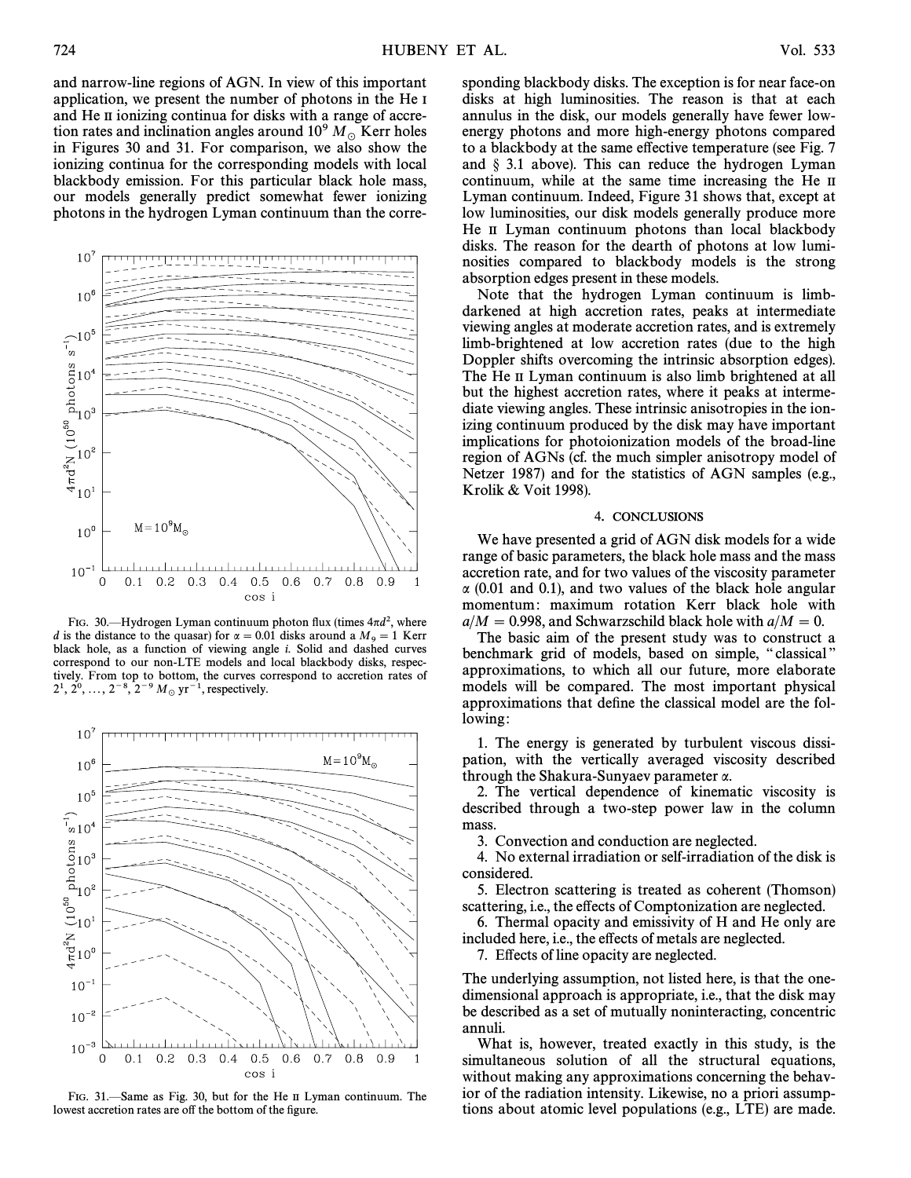and narrow-line regions of AGN. In view of this important application, we present the number of photons in the He I and He II ionizing continua for disks with a range of accretion rates and inclination angles around $10^9\,M_\odot$ Kerr holes in Figures 30 and 31. For comparison, we also show the ionizing continua for the corresponding models with local blackbody emission. For this particular black hole mass, our models generally predict somewhat fewer ionizing photons in the hydrogen Lyman continuum than the corresponding blackbody disks. The exception is for near face-on disks at high luminosities. The reason is that at each annulus in the disk, our models generally have fewer low-energy photons and more high-energy photons compared to a blackbody at the same effective temperature (see Fig. 7 and § 3.1 above). This can reduce the hydrogen Lyman continuum, while at the same time increasing the He II Lyman continuum. Indeed, Figure 31 shows that, except at low luminosities, our disk models generally produce more He II Lyman continuum photons than local blackbody disks. The reason for the dearth of photons at low luminosities compared to blackbody models is the strong absorption edges present in these models.

FIG. 30.—Hydrogen Lyman continuum photon flux (times $4\pi d^2$, where $d$ is the distance to the quasar) for $\alpha = 0.01$ disks around a $M_9 = 1$ Kerr black hole, as a function of viewing angle $i$. Solid and dashed curves correspond to our non-LTE models and local blackbody disks, respectively. From top to bottom, the curves correspond to accretion rates of $2^1, 2^0, \ldots, 2^{-8}, 2^{-9}\,M_\odot\,\mathrm{yr}^{-1}$, respectively.

FIG. 31.—Same as Fig. 30, but for the He II Lyman continuum. The lowest accretion rates are off the bottom of the figure.

Note that the hydrogen Lyman continuum is limb-darkened at high accretion rates, peaks at intermediate viewing angles at moderate accretion rates, and is extremely limb-brightened at low accretion rates (due to the high Doppler shifts overcoming the intrinsic absorption edges). The He II Lyman continuum is also limb brightened at all but the highest accretion rates, where it peaks at intermediate viewing angles. These intrinsic anisotropies in the ionizing continuum produced by the disk may have important implications for photoionization models of the broad-line region of AGNs (cf. the much simpler anisotropy model of Netzer 1987) and for the statistics of AGN samples (e.g., Krolik & Voit 1998).

## 4. CONCLUSIONS

We have presented a grid of AGN disk models for a wide range of basic parameters, the black hole mass and the mass accretion rate, and for two values of the viscosity parameter $\alpha$ (0.01 and 0.1), and two values of the black hole angular momentum: maximum rotation Kerr black hole with $a/M = 0.998$, and Schwarzschild black hole with $a/M = 0$.

The basic aim of the present study was to construct a benchmark grid of models, based on simple, "classical" approximations, to which all our future, more elaborate models will be compared. The most important physical approximations that define the classical model are the following:

1. The energy is generated by turbulent viscous dissipation, with the vertically averaged viscosity described through the Shakura-Sunyaev parameter $\alpha$.
2. The vertical dependence of kinematic viscosity is described through a two-step power law in the column mass.
3. Convection and conduction are neglected.
4. No external irradiation or self-irradiation of the disk is considered.
5. Electron scattering is treated as coherent (Thomson) scattering, i.e., the effects of Comptonization are neglected.
6. Thermal opacity and emissivity of H and He only are included here, i.e., the effects of metals are neglected.
7. Effects of line opacity are neglected.

The underlying assumption, not listed here, is that the one-dimensional approach is appropriate, i.e., that the disk may be described as a set of mutually noninteracting, concentric annuli.

What is, however, treated exactly in this study, is the simultaneous solution of all the structural equations, without making any approximations concerning the behavior of the radiation intensity. Likewise, no a priori assumptions about atomic level populations (e.g., LTE) are made.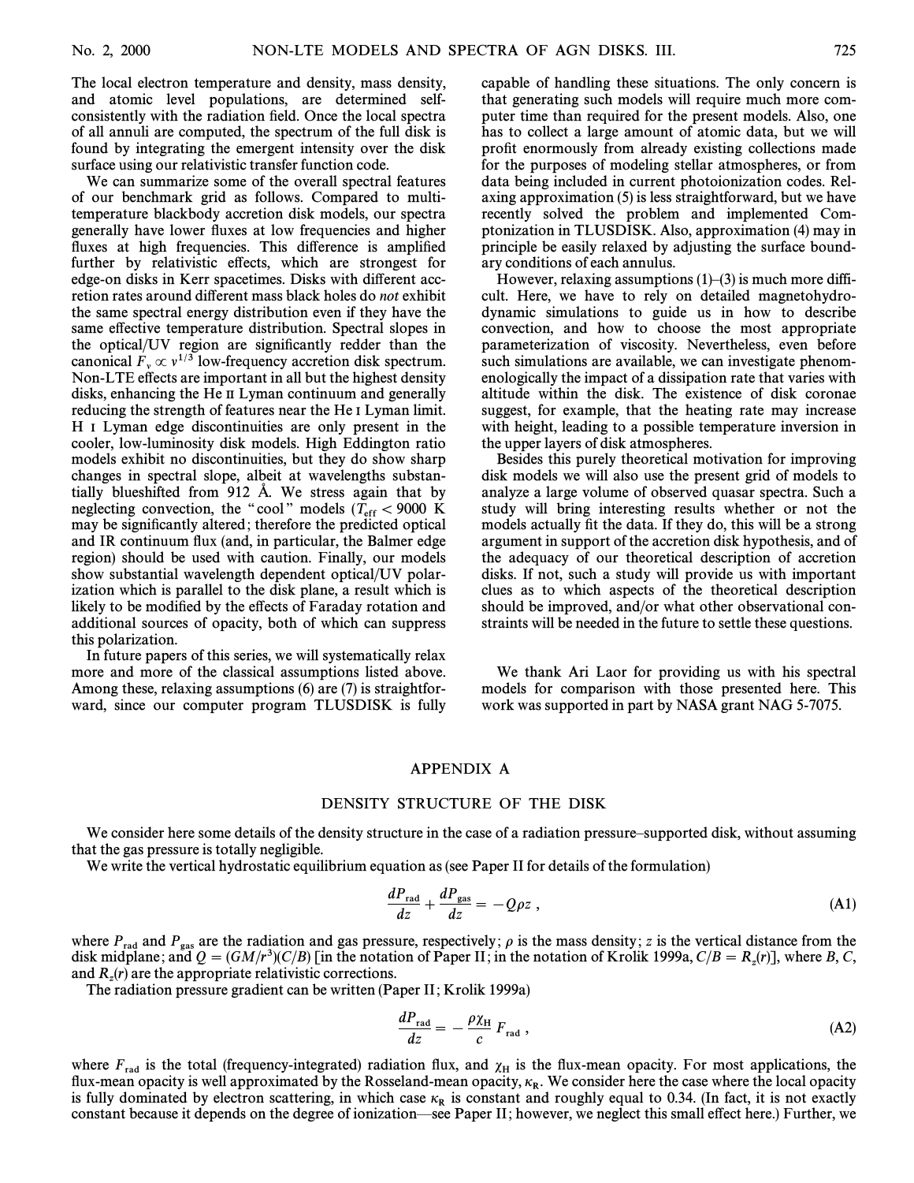The local electron temperature and density, mass density, and atomic level populations, are determined self-consistently with the radiation field. Once the local spectra of all annuli are computed, the spectrum of the full disk is found by integrating the emergent intensity over the disk surface using our relativistic transfer function code.

We can summarize some of the overall spectral features of our benchmark grid as follows. Compared to multi-temperature blackbody accretion disk models, our spectra generally have lower fluxes at low frequencies and higher fluxes at high frequencies. This difference is amplified further by relativistic effects, which are strongest for edge-on disks in Kerr spacetimes. Disks with different accretion rates around different mass black holes do *not* exhibit the same spectral energy distribution even if they have the same effective temperature distribution. Spectral slopes in the optical/UV region are significantly redder than the canonical $F_\nu \propto \nu^{1/3}$ low-frequency accretion disk spectrum. Non-LTE effects are important in all but the highest density disks, enhancing the He II Lyman continuum and generally reducing the strength of features near the He I Lyman limit. H I Lyman edge discontinuities are only present in the cooler, low-luminosity disk models. High Eddington ratio models exhibit no discontinuities, but they do show sharp changes in spectral slope, albeit at wavelengths substantially blueshifted from 912 Å. We stress again that by neglecting convection, the "cool" models ($T_{\rm eff} < 9000$ K may be significantly altered; therefore the predicted optical and IR continuum flux (and, in particular, the Balmer edge region) should be used with caution. Finally, our models show substantial wavelength dependent optical/UV polarization which is parallel to the disk plane, a result which is likely to be modified by the effects of Faraday rotation and additional sources of opacity, both of which can suppress this polarization.

In future papers of this series, we will systematically relax more and more of the classical assumptions listed above. Among these, relaxing assumptions (6) are (7) is straightforward, since our computer program TLUSDISK is fully capable of handling these situations. The only concern is that generating such models will require much more computer time than required for the present models. Also, one has to collect a large amount of atomic data, but we will profit enormously from already existing collections made for the purposes of modeling stellar atmospheres, or from data being included in current photoionization codes. Relaxing approximation (5) is less straightforward, but we have recently solved the problem and implemented Comptonization in TLUSDISK. Also, approximation (4) may in principle be easily relaxed by adjusting the surface boundary conditions of each annulus.

However, relaxing assumptions (1)–(3) is much more difficult. Here, we have to rely on detailed magnetohydrodynamic simulations to guide us in how to describe convection, and how to choose the most appropriate parameterization of viscosity. Nevertheless, even before such simulations are available, we can investigate phenomenologically the impact of a dissipation rate that varies with altitude within the disk. The existence of disk coronae suggest, for example, that the heating rate may increase with height, leading to a possible temperature inversion in the upper layers of disk atmospheres.

Besides this purely theoretical motivation for improving disk models we will also use the present grid of models to analyze a large volume of observed quasar spectra. Such a study will bring interesting results whether or not the models actually fit the data. If they do, this will be a strong argument in support of the accretion disk hypothesis, and of the adequacy of our theoretical description of accretion disks. If not, such a study will provide us with important clues as to which aspects of the theoretical description should be improved, and/or what other observational constraints will be needed in the future to settle these questions.

We thank Ari Laor for providing us with his spectral models for comparison with those presented here. This work was supported in part by NASA grant NAG 5-7075.

## APPENDIX A

## DENSITY STRUCTURE OF THE DISK

We consider here some details of the density structure in the case of a radiation pressure–supported disk, without assuming that the gas pressure is totally negligible.

We write the vertical hydrostatic equilibrium equation as (see Paper II for details of the formulation)

$$\frac{dP_{\rm rad}}{dz} + \frac{dP_{\rm gas}}{dz} = -Q\rho z \,, \tag{A1}$$

where $P_{\rm rad}$ and $P_{\rm gas}$ are the radiation and gas pressure, respectively; $\rho$ is the mass density; $z$ is the vertical distance from the disk midplane; and $Q = (GM/r^3)(C/B)$ [in the notation of Paper II; in the notation of Krolik 1999a, $C/B = R_z(r)$], where $B$, $C$, and $R_z(r)$ are the appropriate relativistic corrections.

The radiation pressure gradient can be written (Paper II; Krolik 1999a)

$$\frac{dP_{\rm rad}}{dz} = -\frac{\rho \chi_{\rm H}}{c} F_{\rm rad} \,, \tag{A2}$$

where $F_{\rm rad}$ is the total (frequency-integrated) radiation flux, and $\chi_{\rm H}$ is the flux-mean opacity. For most applications, the flux-mean opacity is well approximated by the Rosseland-mean opacity, $\kappa_{\rm R}$. We consider here the case where the local opacity is fully dominated by electron scattering, in which case $\kappa_{\rm R}$ is constant and roughly equal to 0.34. (In fact, it is not exactly constant because it depends on the degree of ionization—see Paper II; however, we neglect this small effect here.) Further, we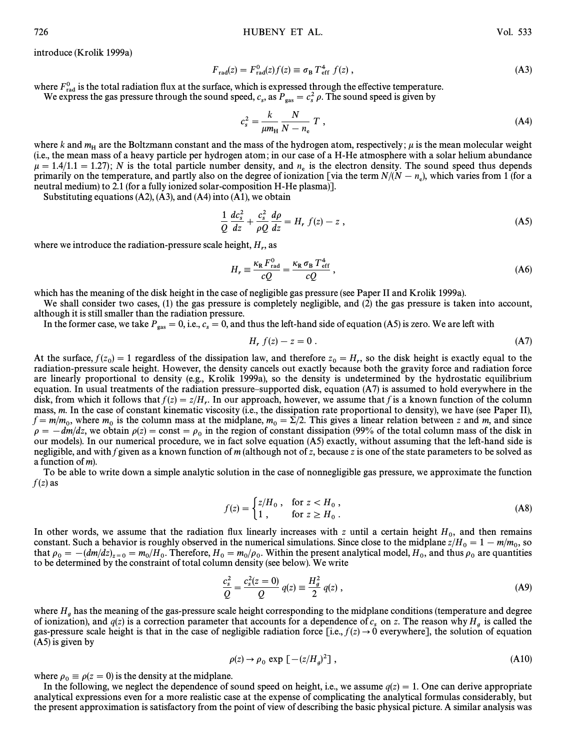introduce (Krolik 1999a)

$$F_{\rm rad}(z) = F^0_{\rm rad}(z) f(z) \equiv \sigma_{\rm B} T^4_{\rm eff}\, f(z)\,, \tag{A3}$$

where $F^0_{\rm rad}$ is the total radiation flux at the surface, which is expressed through the effective temperature.

We express the gas pressure through the sound speed, $c_s$, as $P_{\rm gas} = c_s^2\, \rho$. The sound speed is given by

$$c_s^2 = \frac{k}{\mu m_{\rm H}} \frac{N}{N - n_{\rm e}}\, T\,, \tag{A4}$$

where $k$ and $m_{\rm H}$ are the Boltzmann constant and the mass of the hydrogen atom, respectively; $\mu$ is the mean molecular weight (i.e., the mean mass of a heavy particle per hydrogen atom; in our case of a H-He atmosphere with a solar helium abundance $\mu = 1.4/1.1 = 1.27$); $N$ is the total particle number density, and $n_{\rm e}$ is the electron density. The sound speed thus depends primarily on the temperature, and partly also on the degree of ionization [via the term $N/(N - n_{\rm e})$, which varies from 1 (for a neutral medium) to 2.1 (for a fully ionized solar-composition H-He plasma)].

Substituting equations (A2), (A3), and (A4) into (A1), we obtain

$$\frac{1}{Q}\frac{dc_s^2}{dz} + \frac{c_s^2}{\rho Q}\frac{d\rho}{dz} = H_r\, f(z) - z\,, \tag{A5}$$

where we introduce the radiation-pressure scale height, $H_r$, as

$$H_r \equiv \frac{\kappa_{\rm R} F^0_{\rm rad}}{cQ} = \frac{\kappa_{\rm R}\, \sigma_{\rm B}\, T^4_{\rm eff}}{cQ}\,, \tag{A6}$$

which has the meaning of the disk height in the case of negligible gas pressure (see Paper II and Krolik 1999a).

We shall consider two cases, (1) the gas pressure is completely negligible, and (2) the gas pressure is taken into account, although it is still smaller than the radiation pressure.

In the former case, we take $P_{\rm gas} = 0$, i.e., $c_s = 0$, and thus the left-hand side of equation (A5) is zero. We are left with

$$H_r\, f(z) - z = 0\,. \tag{A7}$$

At the surface, $f(z_0) = 1$ regardless of the dissipation law, and therefore $z_0 = H_r$, so the disk height is exactly equal to the radiation-pressure scale height. However, the density cancels out exactly because both the gravity force and radiation force are linearly proportional to density (e.g., Krolik 1999a), so the density is undetermined by the hydrostatic equilibrium equation. In usual treatments of the radiation pressure–supported disk, equation (A7) is assumed to hold everywhere in the disk, from which it follows that $f(z) = z/H_r$. In our approach, however, we assume that $f$ is a known function of the column mass, $m$. In the case of constant kinematic viscosity (i.e., the dissipation rate proportional to density), we have (see Paper II), $f = m/m_0$, where $m_0$ is the column mass at the midplane, $m_0 = \Sigma/2$. This gives a linear relation between $z$ and $m$, and since $\rho = -dm/dz$, we obtain $\rho(z) = {\rm const} = \rho_0$ in the region of constant dissipation (99% of the total column mass of the disk in our models). In our numerical procedure, we in fact solve equation (A5) exactly, without assuming that the left-hand side is negligible, and with $f$ given as a known function of $m$ (although not of $z$, because $z$ is one of the state parameters to be solved as a function of $m$).

To be able to write down a simple analytic solution in the case of nonnegligible gas pressure, we approximate the function $f(z)$ as

$$f(z) = \begin{cases} z/H_0\,, & \text{for } z < H_0\,,\\ 1\,, & \text{for } z \geq H_0\,. \end{cases} \tag{A8}$$

In other words, we assume that the radiation flux linearly increases with $z$ until a certain height $H_0$, and then remains constant. Such a behavior is roughly observed in the numerical simulations. Since close to the midplane $z/H_0 = 1 - m/m_0$, so that $\rho_0 = -(dm/dz)_{z=0} = m_0/H_0$. Therefore, $H_0 = m_0/\rho_0$. Within the present analytical model, $H_0$, and thus $\rho_0$ are quantities to be determined by the constraint of total column density (see below). We write

$$\frac{c_s^2}{Q} = \frac{c_s^2(z=0)}{Q}\, q(z) \equiv \frac{H_g^2}{2}\, q(z)\,, \tag{A9}$$

where $H_g$ has the meaning of the gas-pressure scale height corresponding to the midplane conditions (temperature and degree of ionization), and $q(z)$ is a correction parameter that accounts for a dependence of $c_s$ on $z$. The reason why $H_g$ is called the gas-pressure scale height is that in the case of negligible radiation force [i.e., $f(z) \rightarrow 0$ everywhere], the solution of equation (A5) is given by

$$\rho(z) \rightarrow \rho_0 \exp\left[-(z/H_g)^2\right]\,, \tag{A10}$$

where $\rho_0 \equiv \rho(z = 0)$ is the density at the midplane.

In the following, we neglect the dependence of sound speed on height, i.e., we assume $q(z) = 1$. One can derive appropriate analytical expressions even for a more realistic case at the expense of complicating the analytical formulas considerably, but the present approximation is satisfactory from the point of view of describing the basic physical picture. A similar analysis was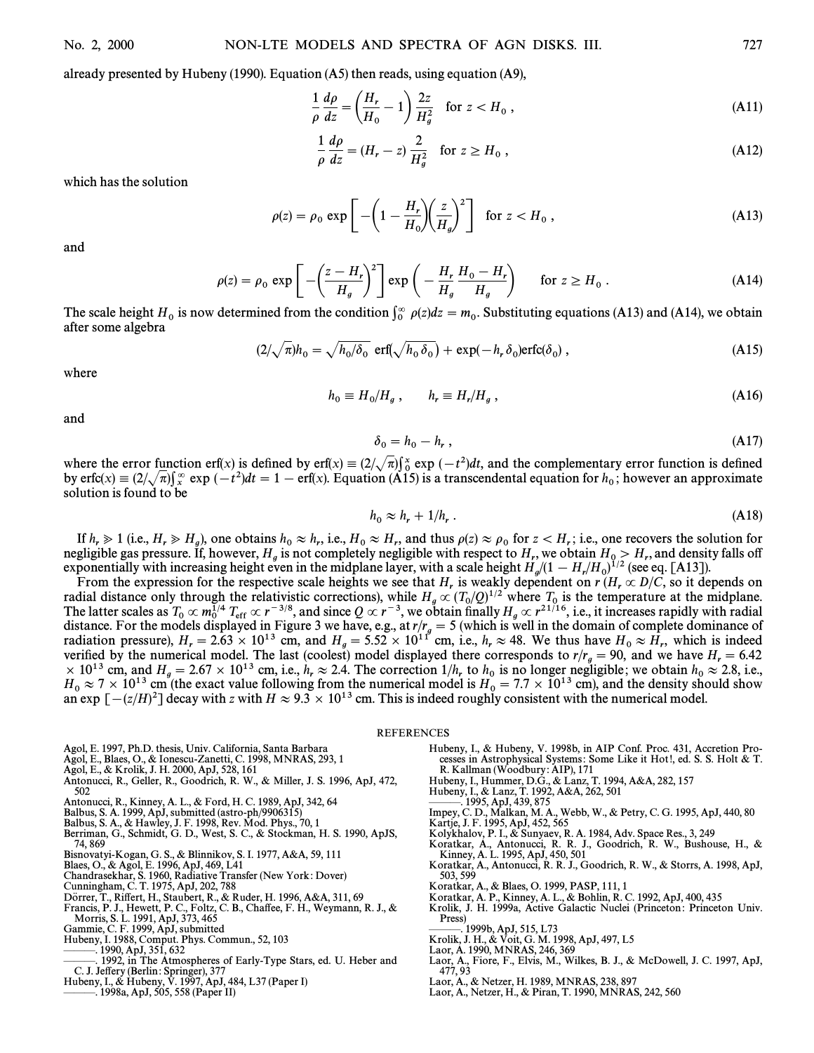already presented by Hubeny (1990). Equation (A5) then reads, using equation (A9),

$$\frac{1}{\rho}\frac{d\rho}{dz} = \left(\frac{H_r}{H_0} - 1\right)\frac{2z}{H_g^2} \quad \text{for } z < H_0 \,, \tag{A11}$$

$$\frac{1}{\rho}\frac{d\rho}{dz} = (H_r - z)\,\frac{2}{H_g^2} \quad \text{for } z \geq H_0 \,, \tag{A12}$$

which has the solution

$$\rho(z) = \rho_0 \exp\left[-\left(1 - \frac{H_r}{H_0}\right)\left(\frac{z}{H_g}\right)^2\right] \quad \text{for } z < H_0 \,, \tag{A13}$$

and

$$\rho(z) = \rho_0 \exp\left[-\left(\frac{z - H_r}{H_g}\right)^2\right] \exp\left(-\frac{H_r}{H_g}\frac{H_0 - H_r}{H_g}\right) \qquad \text{for } z \geq H_0 \,. \tag{A14}$$

The scale height $H_0$ is now determined from the condition $\int_0^\infty \rho(z)dz = m_0$. Substituting equations (A13) and (A14), we obtain after some algebra

$$(2/\sqrt{\pi})h_0 = \sqrt{h_0/\delta_0}\ \mathrm{erf}(\sqrt{h_0\,\delta_0}) + \exp(-h_r\,\delta_0)\mathrm{erfc}(\delta_0) \,, \tag{A15}$$

where

$$h_0 \equiv H_0/H_g \,, \qquad h_r \equiv H_r/H_g \,, \tag{A16}$$

and

$$\delta_0 = h_0 - h_r \,, \tag{A17}$$

where the error function $\mathrm{erf}(x)$ is defined by $\mathrm{erf}(x) \equiv (2/\sqrt{\pi})\int_0^x \exp(-t^2)dt$, and the complementary error function is defined by $\mathrm{erfc}(x) \equiv (2/\sqrt{\pi})\int_x^\infty \exp(-t^2)dt = 1 - \mathrm{erf}(x)$. Equation (A15) is a transcendental equation for $h_0$; however an approximate solution is found to be

$$h_0 \approx h_r + 1/h_r \,. \tag{A18}$$

If $h_r \gg 1$ (i.e., $H_r \gg H_g$), one obtains $h_0 \approx h_r$, i.e., $H_0 \approx H_r$, and thus $\rho(z) \approx \rho_0$ for $z < H_r$; i.e., one recovers the solution for negligible gas pressure. If, however, $H_g$ is not completely negligible with respect to $H_r$, we obtain $H_0 > H_r$, and density falls off exponentially with increasing height even in the midplane layer, with a scale height $H_g/(1 - H_r/H_0)^{1/2}$ (see eq. [A13]).

From the expression for the respective scale heights we see that $H_r$ is weakly dependent on $r$ ($H_r \propto D/C$, so it depends on radial distance only through the relativistic corrections), while $H_g \propto (T_0/Q)^{1/2}$ where $T_0$ is the temperature at the midplane. The latter scales as $T_0 \propto m_0^{1/4}\,T_{\rm eff} \propto r^{-3/8}$, and since $Q \propto r^{-3}$, we obtain finally $H_g \propto r^{21/16}$, i.e., it increases rapidly with radial distance. For the models displayed in Figure 3 we have, e.g., at $r/r_g = 5$ (which is well in the domain of complete dominance of radiation pressure), $H_r = 2.63 \times 10^{13}$ cm, and $H_g = 5.52 \times 10^{11}$ cm, i.e., $h_r \approx 48$. We thus have $H_0 \approx H_r$, which is indeed verified by the numerical model. The last (coolest) model displayed there corresponds to $r/r_g = 90$, and we have $H_r = 6.42 \times 10^{13}$ cm, and $H_g = 2.67 \times 10^{13}$ cm, i.e., $h_r \approx 2.4$. The correction $1/h_r$ to $h_0$ is no longer negligible; we obtain $h_0 \approx 2.8$, i.e., $H_0 \approx 7 \times 10^{13}$ cm (the exact value following from the numerical model is $H_0 = 7.7 \times 10^{13}$ cm), and the density should show an $\exp[-(z/H)^2]$ decay with $z$ with $H \approx 9.3 \times 10^{13}$ cm. This is indeed roughly consistent with the numerical model.

## REFERENCES

Agol, E. 1997, Ph.D. thesis, Univ. California, Santa Barbara
Agol, E., Blaes, O., & Ionescu-Zanetti, C. 1998, MNRAS, 293, 1
Agol, E., & Krolik, J. H. 2000, ApJ, 528, 161
Antonucci, R., Geller, R., Goodrich, R. W., & Miller, J. S. 1996, ApJ, 472, 502
Antonucci, R., Kinney, A. L., & Ford, H. C. 1989, ApJ, 342, 64
Balbus, S. A. 1999, ApJ, submitted (astro-ph/9906315)
Balbus, S. A., & Hawley, J. F. 1998, Rev. Mod. Phys., 70, 1
Berriman, G., Schmidt, G. D., West, S. C., & Stockman, H. S. 1990, ApJS, 74, 869
Bisnovatyi-Kogan, G. S., & Blinnikov, S. I. 1977, A&A, 59, 111
Blaes, O., & Agol, E. 1996, ApJ, 469, L41
Chandrasekhar, S. 1960, Radiative Transfer (New York: Dover)
Cunningham, C. T. 1975, ApJ, 202, 788
Dörrer, T., Riffert, H., Staubert, R., & Ruder, H. 1996, A&A, 311, 69
Francis, P. J., Hewett, P. C., Foltz, C. B., Chaffee, F. H., Weymann, R. J., & Morris, S. L. 1991, ApJ, 373, 465
Gammie, C. F. 1999, ApJ, submitted
Hubeny, I. 1988, Comput. Phys. Commun., 52, 103
———. 1990, ApJ, 351, 632
———. 1992, in The Atmospheres of Early-Type Stars, ed. U. Heber and C. J. Jeffery (Berlin: Springer), 377
Hubeny, I., & Hubeny, V. 1997, ApJ, 484, L37 (Paper I)
———. 1998a, ApJ, 505, 558 (Paper II)
Hubeny, I., & Hubeny, V. 1998b, in AIP Conf. Proc. 431, Accretion Processes in Astrophysical Systems: Some Like it Hot!, ed. S. S. Holt & T. R. Kallman (Woodbury: AIP), 171
Hubeny, I., Hummer, D.G., & Lanz, T. 1994, A&A, 282, 157
Hubeny, I., & Lanz, T. 1992, A&A, 262, 501
———. 1995, ApJ, 439, 875
Impey, C. D., Malkan, M. A., Webb, W., & Petry, C. G. 1995, ApJ, 440, 80
Kartje, J. F. 1995, ApJ, 452, 565
Kolykhalov, P. I., & Sunyaev, R. A. 1984, Adv. Space Res., 3, 249
Koratkar, A., Antonucci, R. R. J., Goodrich, R. W., Bushouse, H., & Kinney, A. L. 1995, ApJ, 450, 501
Koratkar, A., Antonucci, R. R. J., Goodrich, R. W., & Storrs, A. 1998, ApJ, 503, 599
Koratkar, A., & Blaes, O. 1999, PASP, 111, 1
Koratkar, A. P., Kinney, A. L., & Bohlin, R. C. 1992, ApJ, 400, 435
Krolik, J. H. 1999a, Active Galactic Nuclei (Princeton: Princeton Univ. Press)
———. 1999b, ApJ, 515, L73
Krolik, J. H., & Voit, G. M. 1998, ApJ, 497, L5
Laor, A. 1990, MNRAS, 246, 369
Laor, A., Fiore, F., Elvis, M., Wilkes, B. J., & McDowell, J. C. 1997, ApJ, 477, 93
Laor, A., & Netzer, H. 1989, MNRAS, 238, 897
Laor, A., Netzer, H., & Piran, T. 1990, MNRAS, 242, 560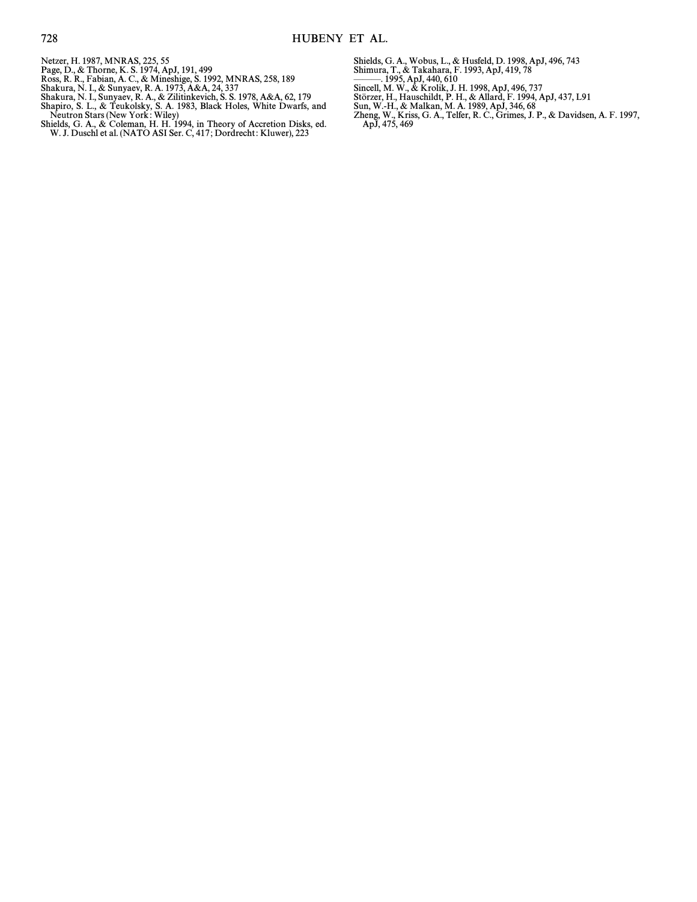Netzer, H. 1987, MNRAS, 225, 55
Page, D., & Thorne, K. S. 1974, ApJ, 191, 499
Ross, R. R., Fabian, A. C., & Mineshige, S. 1992, MNRAS, 258, 189
Shakura, N. I., & Sunyaev, R. A. 1973, A&A, 24, 337
Shakura, N. I., Sunyaev, R. A., & Zilitinkevich, S. S. 1978, A&A, 62, 179
Shapiro, S. L., & Teukolsky, S. A. 1983, Black Holes, White Dwarfs, and Neutron Stars (New York: Wiley)
Shields, G. A., & Coleman, H. H. 1994, in Theory of Accretion Disks, ed. W. J. Duschl et al. (NATO ASI Ser. C, 417; Dordrecht: Kluwer), 223
Shields, G. A., Wobus, L., & Husfeld, D. 1998, ApJ, 496, 743
Shimura, T., & Takahara, F. 1993, ApJ, 419, 78
———. 1995, ApJ, 440, 610
Sincell, M. W., & Krolik, J. H. 1998, ApJ, 496, 737
Störzer, H., Hauschildt, P. H., & Allard, F. 1994, ApJ, 437, L91
Sun, W.-H., & Malkan, M. A. 1989, ApJ, 346, 68
Zheng, W., Kriss, G. A., Telfer, R. C., Grimes, J. P., & Davidsen, A. F. 1997, ApJ, 475, 469